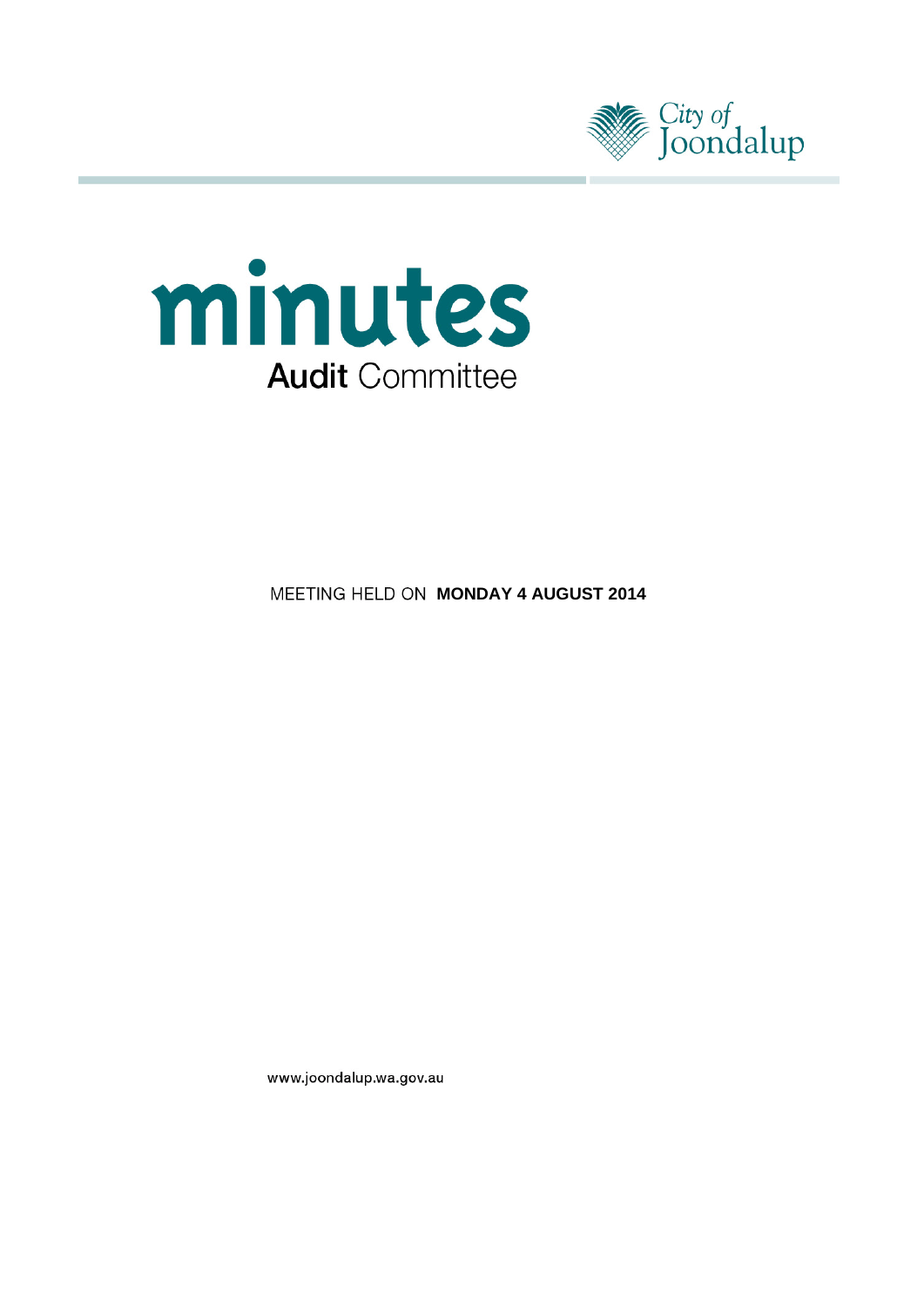City of Joondalup

# minutes

## Audit Committee

MEETING HELD ON **MONDAY 4 AUGUST 2014**

www.joondalup.wa.gov.au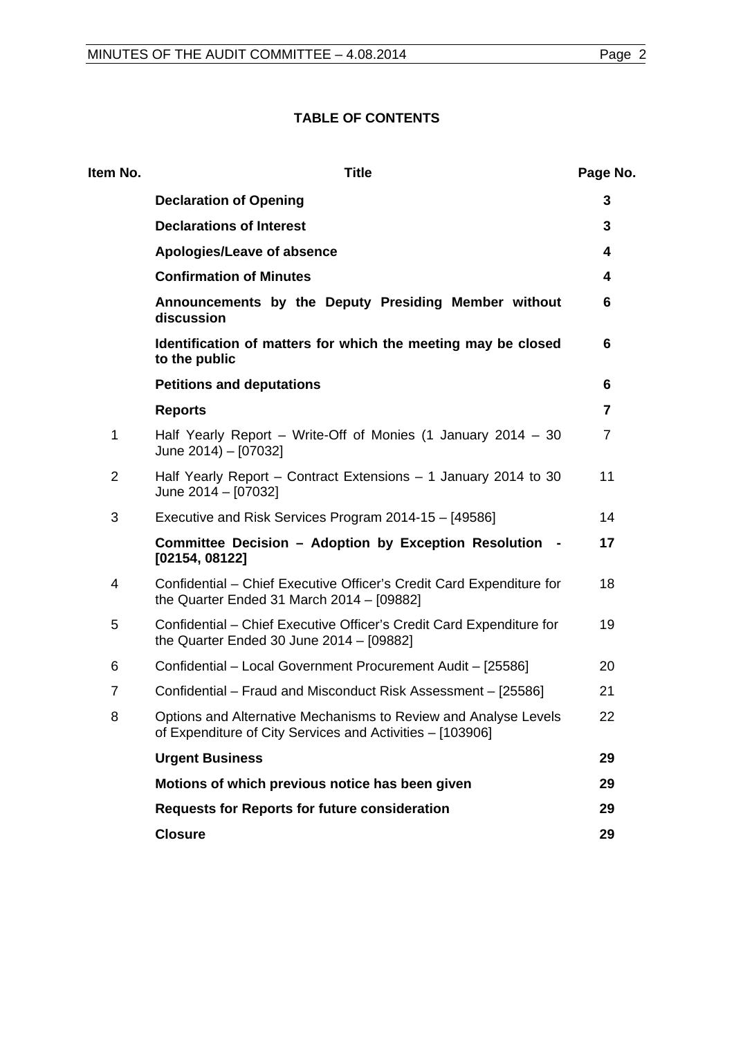# TABLE OF CONTENTS

| Item No. | Title | Page No. |
|---|---|---|
| | **Declaration of Opening** | **3** |
| | **Declarations of Interest** | **3** |
| | **Apologies/Leave of absence** | **4** |
| | **Confirmation of Minutes** | **4** |
| | **Announcements by the Deputy Presiding Member without discussion** | **6** |
| | **Identification of matters for which the meeting may be closed to the public** | **6** |
| | **Petitions and deputations** | **6** |
| | **Reports** | **7** |
| 1 | Half Yearly Report – Write-Off of Monies (1 January 2014 – 30 June 2014) – [07032] | 7 |
| 2 | Half Yearly Report – Contract Extensions – 1 January 2014 to 30 June 2014 – [07032] | 11 |
| 3 | Executive and Risk Services Program 2014-15 – [49586] | 14 |
| | **Committee Decision – Adoption by Exception Resolution - [02154, 08122]** | **17** |
| 4 | Confidential – Chief Executive Officer's Credit Card Expenditure for the Quarter Ended 31 March 2014 – [09882] | 18 |
| 5 | Confidential – Chief Executive Officer's Credit Card Expenditure for the Quarter Ended 30 June 2014 – [09882] | 19 |
| 6 | Confidential – Local Government Procurement Audit – [25586] | 20 |
| 7 | Confidential – Fraud and Misconduct Risk Assessment – [25586] | 21 |
| 8 | Options and Alternative Mechanisms to Review and Analyse Levels of Expenditure of City Services and Activities – [103906] | 22 |
| | **Urgent Business** | **29** |
| | **Motions of which previous notice has been given** | **29** |
| | **Requests for Reports for future consideration** | **29** |
| | **Closure** | **29** |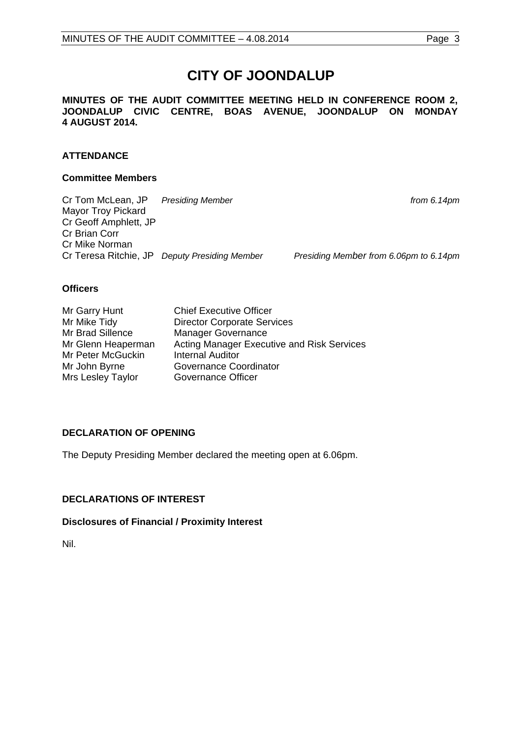# CITY OF JOONDALUP

**MINUTES OF THE AUDIT COMMITTEE MEETING HELD IN CONFERENCE ROOM 2, JOONDALUP CIVIC CENTRE, BOAS AVENUE, JOONDALUP ON MONDAY 4 AUGUST 2014.**

## ATTENDANCE

### Committee Members

| | | |
|---|---|---|
| Cr Tom McLean, JP | *Presiding Member* | *from 6.14pm* |
| Mayor Troy Pickard | | |
| Cr Geoff Amphlett, JP | | |
| Cr Brian Corr | | |
| Cr Mike Norman | | |
| Cr Teresa Ritchie, JP | *Deputy Presiding Member* | *Presiding Member from 6.06pm to 6.14pm* |

### Officers

| | |
|---|---|
| Mr Garry Hunt | Chief Executive Officer |
| Mr Mike Tidy | Director Corporate Services |
| Mr Brad Sillence | Manager Governance |
| Mr Glenn Heaperman | Acting Manager Executive and Risk Services |
| Mr Peter McGuckin | Internal Auditor |
| Mr John Byrne | Governance Coordinator |
| Mrs Lesley Taylor | Governance Officer |

## DECLARATION OF OPENING

The Deputy Presiding Member declared the meeting open at 6.06pm.

## DECLARATIONS OF INTEREST

### Disclosures of Financial / Proximity Interest

Nil.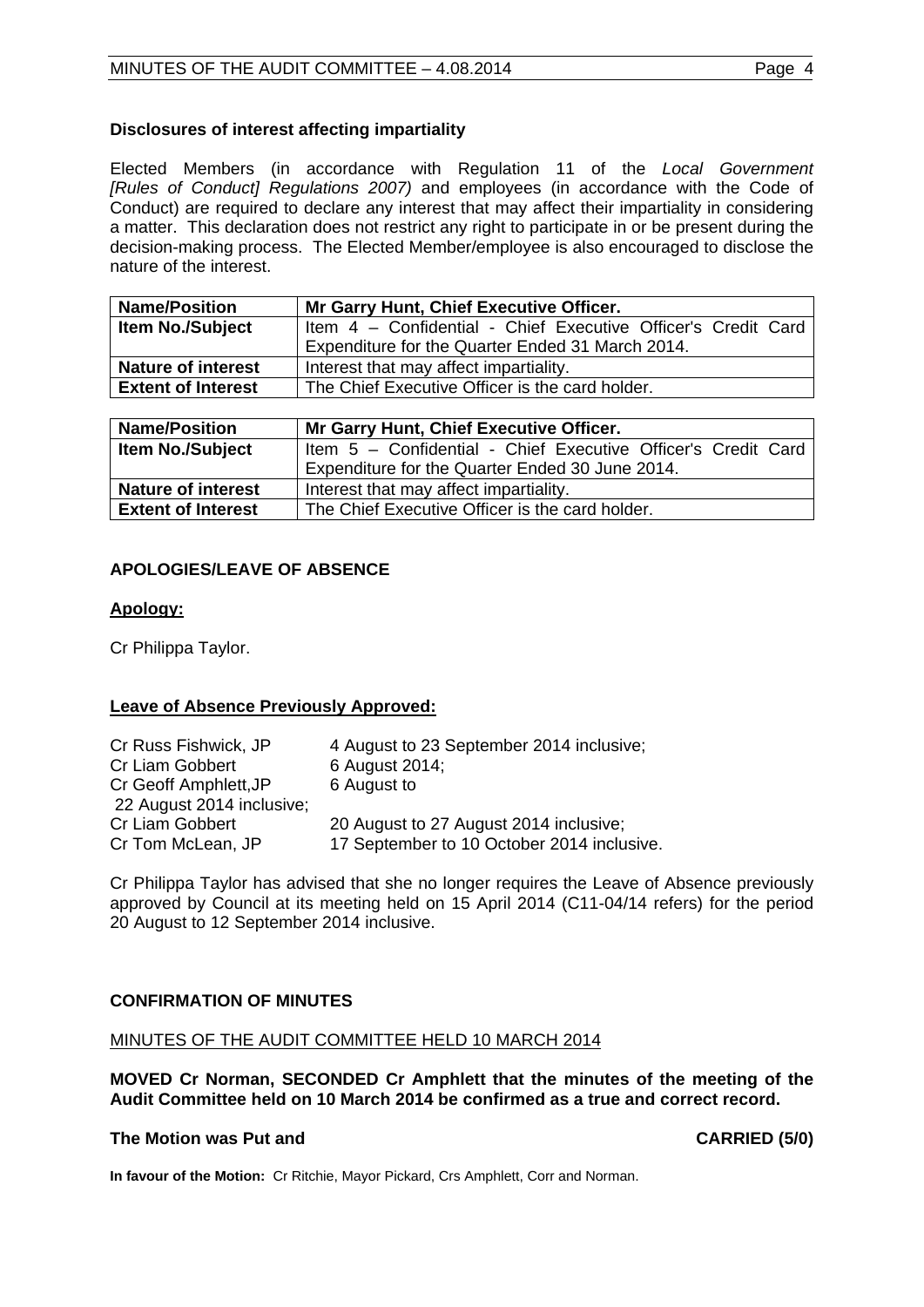### Disclosures of interest affecting impartiality

Elected Members (in accordance with Regulation 11 of the *Local Government [Rules of Conduct] Regulations 2007)* and employees (in accordance with the Code of Conduct) are required to declare any interest that may affect their impartiality in considering a matter. This declaration does not restrict any right to participate in or be present during the decision-making process. The Elected Member/employee is also encouraged to disclose the nature of the interest.

| **Name/Position** | **Mr Garry Hunt, Chief Executive Officer.** |
|---|---|
| **Item No./Subject** | Item 4 – Confidential - Chief Executive Officer's Credit Card Expenditure for the Quarter Ended 31 March 2014. |
| **Nature of interest** | Interest that may affect impartiality. |
| **Extent of Interest** | The Chief Executive Officer is the card holder. |

| **Name/Position** | **Mr Garry Hunt, Chief Executive Officer.** |
|---|---|
| **Item No./Subject** | Item 5 – Confidential - Chief Executive Officer's Credit Card Expenditure for the Quarter Ended 30 June 2014. |
| **Nature of interest** | Interest that may affect impartiality. |
| **Extent of Interest** | The Chief Executive Officer is the card holder. |

### APOLOGIES/LEAVE OF ABSENCE

**Apology:**

Cr Philippa Taylor.

**Leave of Absence Previously Approved:**

Cr Russ Fishwick, JP — 4 August to 23 September 2014 inclusive;
Cr Liam Gobbert — 6 August 2014;
Cr Geoff Amphlett, JP — 6 August to 22 August 2014 inclusive;
Cr Liam Gobbert — 20 August to 27 August 2014 inclusive;
Cr Tom McLean, JP — 17 September to 10 October 2014 inclusive.

Cr Philippa Taylor has advised that she no longer requires the Leave of Absence previously approved by Council at its meeting held on 15 April 2014 (C11-04/14 refers) for the period 20 August to 12 September 2014 inclusive.

### CONFIRMATION OF MINUTES

MINUTES OF THE AUDIT COMMITTEE HELD 10 MARCH 2014

**MOVED Cr Norman, SECONDED Cr Amphlett that the minutes of the meeting of the Audit Committee held on 10 March 2014 be confirmed as a true and correct record.**

**The Motion was Put and CARRIED (5/0)**

**In favour of the Motion:** Cr Ritchie, Mayor Pickard, Crs Amphlett, Corr and Norman.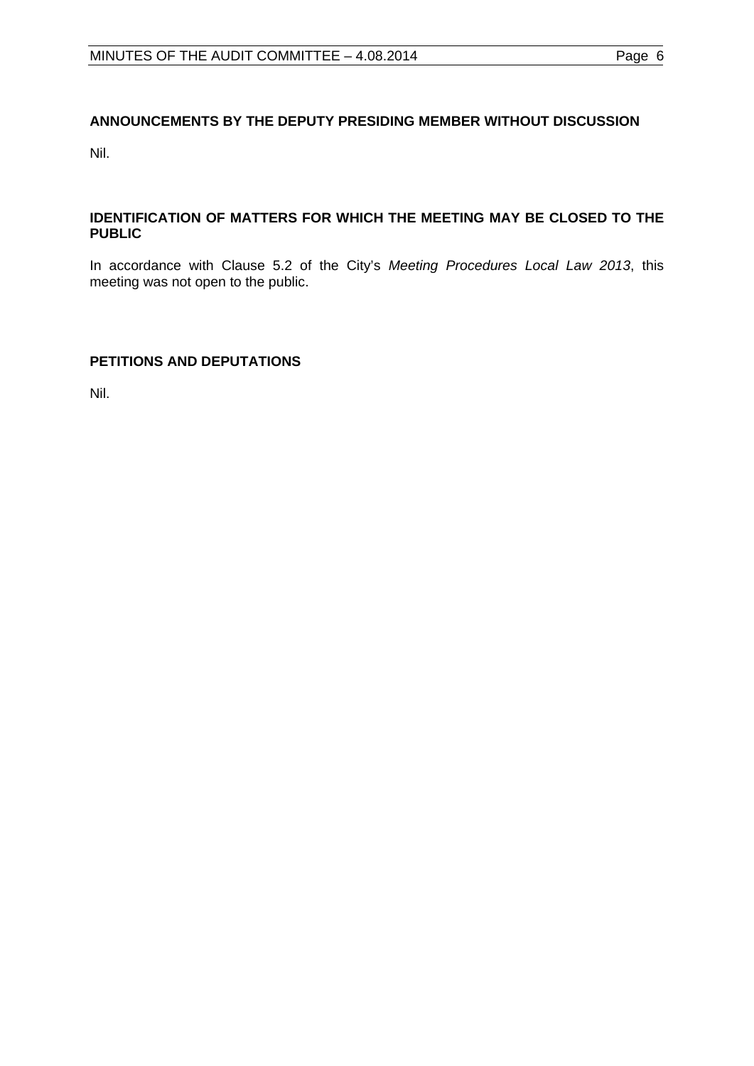## ANNOUNCEMENTS BY THE DEPUTY PRESIDING MEMBER WITHOUT DISCUSSION

Nil.

## IDENTIFICATION OF MATTERS FOR WHICH THE MEETING MAY BE CLOSED TO THE PUBLIC

In accordance with Clause 5.2 of the City's *Meeting Procedures Local Law 2013*, this meeting was not open to the public.

## PETITIONS AND DEPUTATIONS

Nil.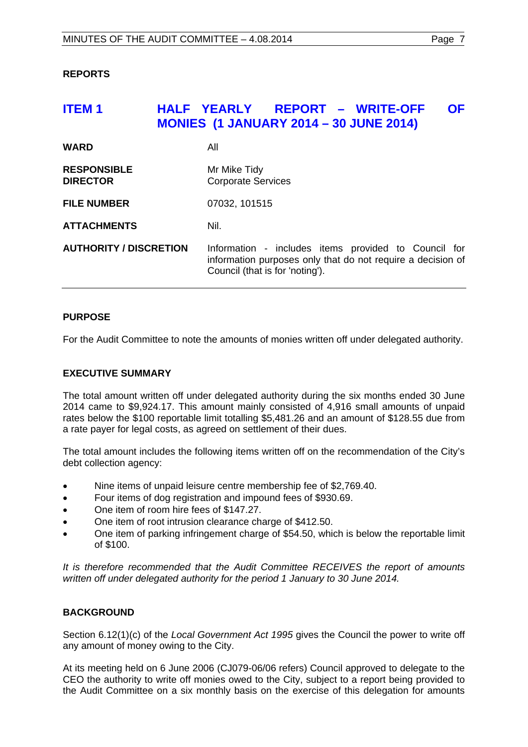**REPORTS**

## ITEM 1 HALF YEARLY REPORT – WRITE-OFF OF MONIES (1 JANUARY 2014 – 30 JUNE 2014)

| | |
|---|---|
| **WARD** | All |
| **RESPONSIBLE DIRECTOR** | Mr Mike Tidy<br>Corporate Services |
| **FILE NUMBER** | 07032, 101515 |
| **ATTACHMENTS** | Nil. |
| **AUTHORITY / DISCRETION** | Information - includes items provided to Council for information purposes only that do not require a decision of Council (that is for 'noting'). |

**PURPOSE**

For the Audit Committee to note the amounts of monies written off under delegated authority.

**EXECUTIVE SUMMARY**

The total amount written off under delegated authority during the six months ended 30 June 2014 came to $9,924.17. This amount mainly consisted of 4,916 small amounts of unpaid rates below the $100 reportable limit totalling $5,481.26 and an amount of $128.55 due from a rate payer for legal costs, as agreed on settlement of their dues.

The total amount includes the following items written off on the recommendation of the City's debt collection agency:

- Nine items of unpaid leisure centre membership fee of $2,769.40.
- Four items of dog registration and impound fees of $930.69.
- One item of room hire fees of $147.27.
- One item of root intrusion clearance charge of $412.50.
- One item of parking infringement charge of $54.50, which is below the reportable limit of $100.

*It is therefore recommended that the Audit Committee RECEIVES the report of amounts written off under delegated authority for the period 1 January to 30 June 2014.*

**BACKGROUND**

Section 6.12(1)(c) of the *Local Government Act 1995* gives the Council the power to write off any amount of money owing to the City.

At its meeting held on 6 June 2006 (CJ079-06/06 refers) Council approved to delegate to the CEO the authority to write off monies owed to the City, subject to a report being provided to the Audit Committee on a six monthly basis on the exercise of this delegation for amounts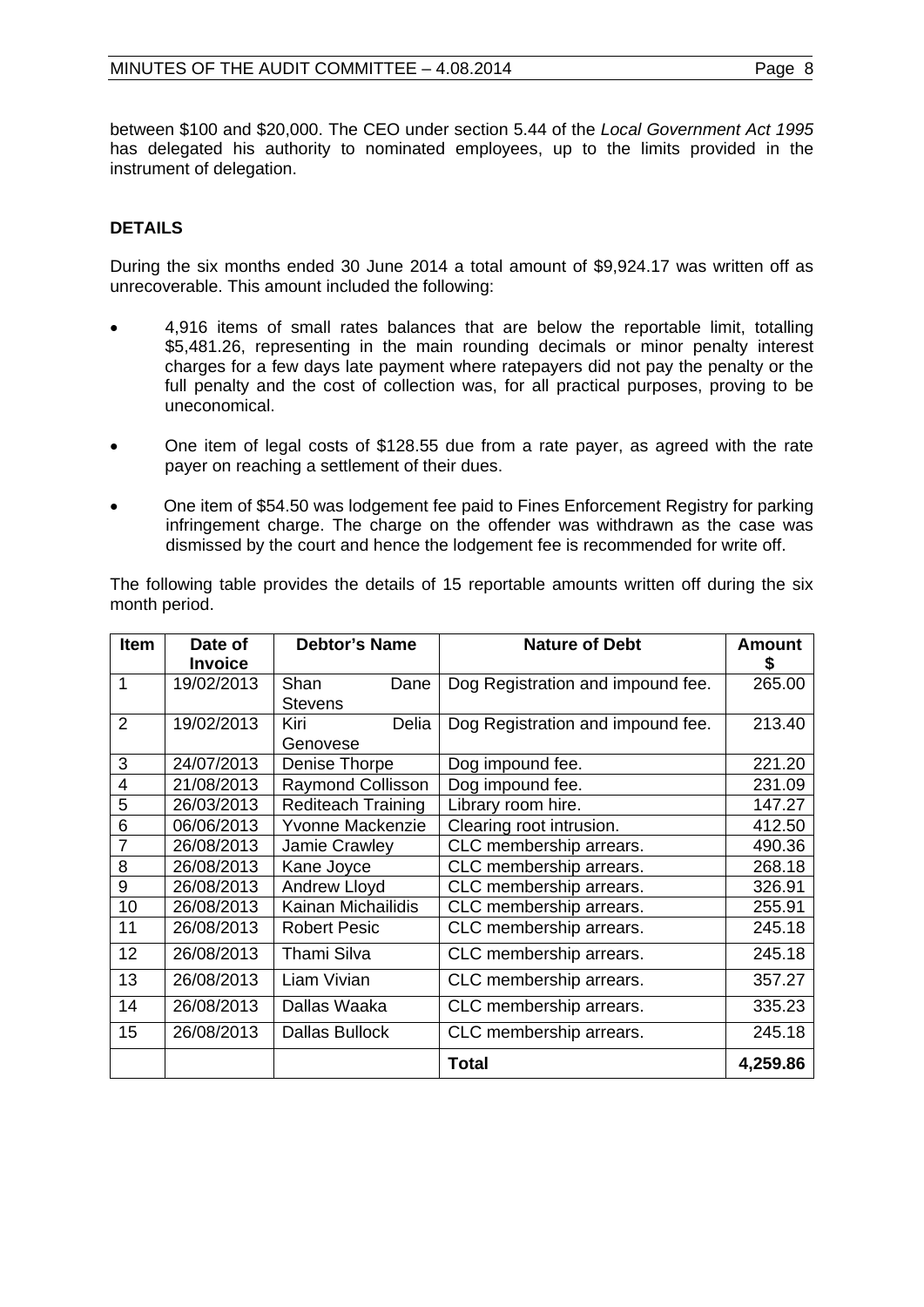between $100 and $20,000. The CEO under section 5.44 of the *Local Government Act 1995* has delegated his authority to nominated employees, up to the limits provided in the instrument of delegation.

**DETAILS**

During the six months ended 30 June 2014 a total amount of $9,924.17 was written off as unrecoverable. This amount included the following:

- 4,916 items of small rates balances that are below the reportable limit, totalling $5,481.26, representing in the main rounding decimals or minor penalty interest charges for a few days late payment where ratepayers did not pay the penalty or the full penalty and the cost of collection was, for all practical purposes, proving to be uneconomical.
- One item of legal costs of $128.55 due from a rate payer, as agreed with the rate payer on reaching a settlement of their dues.
- One item of $54.50 was lodgement fee paid to Fines Enforcement Registry for parking infringement charge. The charge on the offender was withdrawn as the case was dismissed by the court and hence the lodgement fee is recommended for write off.

The following table provides the details of 15 reportable amounts written off during the six month period.

| Item | Date of Invoice | Debtor's Name | Nature of Debt | Amount $ |
|---|---|---|---|---|
| 1 | 19/02/2013 | Shan Dane Stevens | Dog Registration and impound fee. | 265.00 |
| 2 | 19/02/2013 | Kiri Delia Genovese | Dog Registration and impound fee. | 213.40 |
| 3 | 24/07/2013 | Denise Thorpe | Dog impound fee. | 221.20 |
| 4 | 21/08/2013 | Raymond Collisson | Dog impound fee. | 231.09 |
| 5 | 26/03/2013 | Rediteach Training | Library room hire. | 147.27 |
| 6 | 06/06/2013 | Yvonne Mackenzie | Clearing root intrusion. | 412.50 |
| 7 | 26/08/2013 | Jamie Crawley | CLC membership arrears. | 490.36 |
| 8 | 26/08/2013 | Kane Joyce | CLC membership arrears. | 268.18 |
| 9 | 26/08/2013 | Andrew Lloyd | CLC membership arrears. | 326.91 |
| 10 | 26/08/2013 | Kainan Michailidis | CLC membership arrears. | 255.91 |
| 11 | 26/08/2013 | Robert Pesic | CLC membership arrears. | 245.18 |
| 12 | 26/08/2013 | Thami Silva | CLC membership arrears. | 245.18 |
| 13 | 26/08/2013 | Liam Vivian | CLC membership arrears. | 357.27 |
| 14 | 26/08/2013 | Dallas Waaka | CLC membership arrears. | 335.23 |
| 15 | 26/08/2013 | Dallas Bullock | CLC membership arrears. | 245.18 |
| | | | **Total** | **4,259.86** |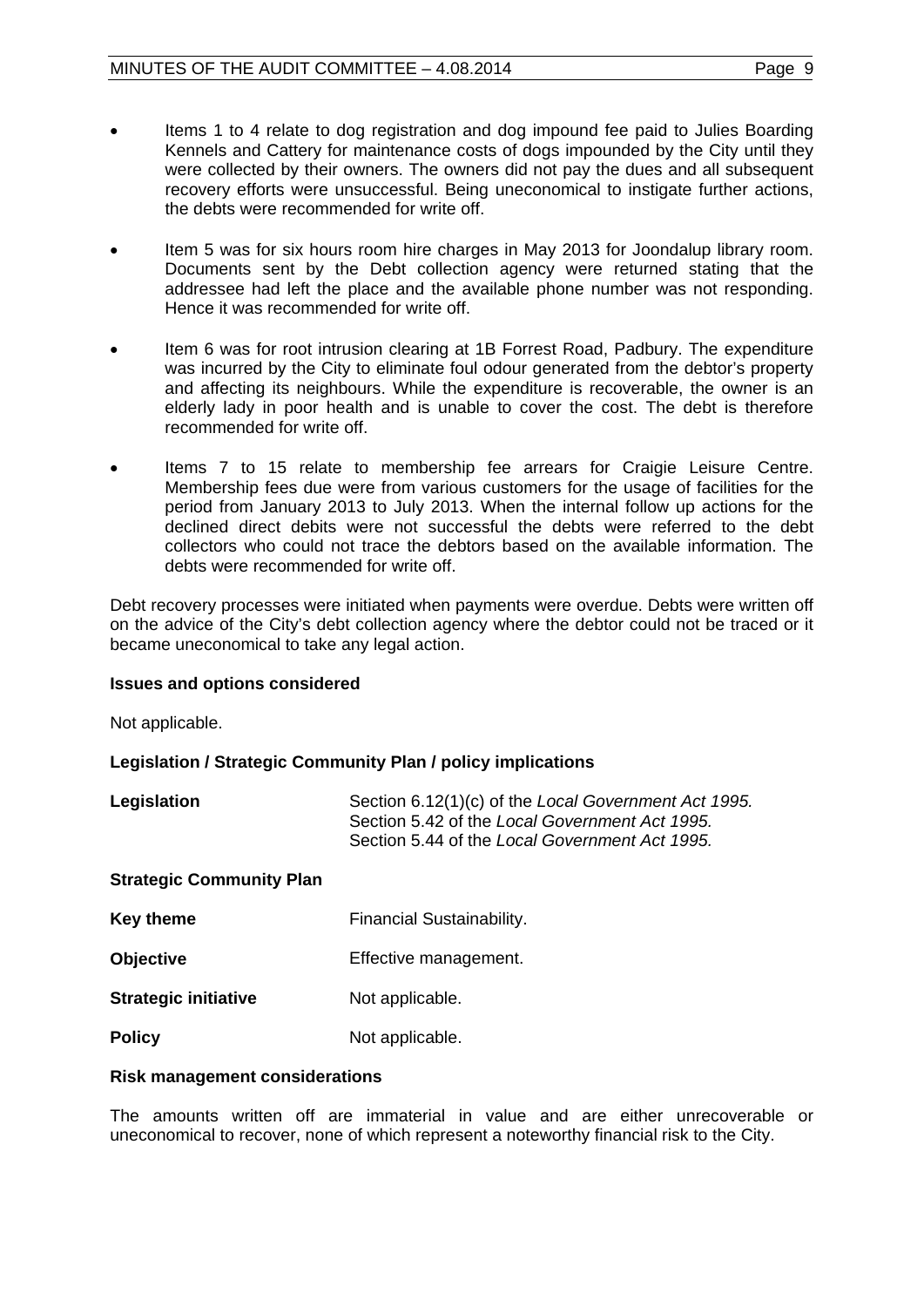- Items 1 to 4 relate to dog registration and dog impound fee paid to Julies Boarding Kennels and Cattery for maintenance costs of dogs impounded by the City until they were collected by their owners. The owners did not pay the dues and all subsequent recovery efforts were unsuccessful. Being uneconomical to instigate further actions, the debts were recommended for write off.

- Item 5 was for six hours room hire charges in May 2013 for Joondalup library room. Documents sent by the Debt collection agency were returned stating that the addressee had left the place and the available phone number was not responding. Hence it was recommended for write off.

- Item 6 was for root intrusion clearing at 1B Forrest Road, Padbury. The expenditure was incurred by the City to eliminate foul odour generated from the debtor's property and affecting its neighbours. While the expenditure is recoverable, the owner is an elderly lady in poor health and is unable to cover the cost. The debt is therefore recommended for write off.

- Items 7 to 15 relate to membership fee arrears for Craigie Leisure Centre. Membership fees due were from various customers for the usage of facilities for the period from January 2013 to July 2013. When the internal follow up actions for the declined direct debits were not successful the debts were referred to the debt collectors who could not trace the debtors based on the available information. The debts were recommended for write off.

Debt recovery processes were initiated when payments were overdue. Debts were written off on the advice of the City's debt collection agency where the debtor could not be traced or it became uneconomical to take any legal action.

**Issues and options considered**

Not applicable.

**Legislation / Strategic Community Plan / policy implications**

| | |
|---|---|
| **Legislation** | Section 6.12(1)(c) of the *Local Government Act 1995.*<br>Section 5.42 of the *Local Government Act 1995.*<br>Section 5.44 of the *Local Government Act 1995.* |

**Strategic Community Plan**

| | |
|---|---|
| **Key theme** | Financial Sustainability. |
| **Objective** | Effective management. |
| **Strategic initiative** | Not applicable. |
| **Policy** | Not applicable. |

**Risk management considerations**

The amounts written off are immaterial in value and are either unrecoverable or uneconomical to recover, none of which represent a noteworthy financial risk to the City.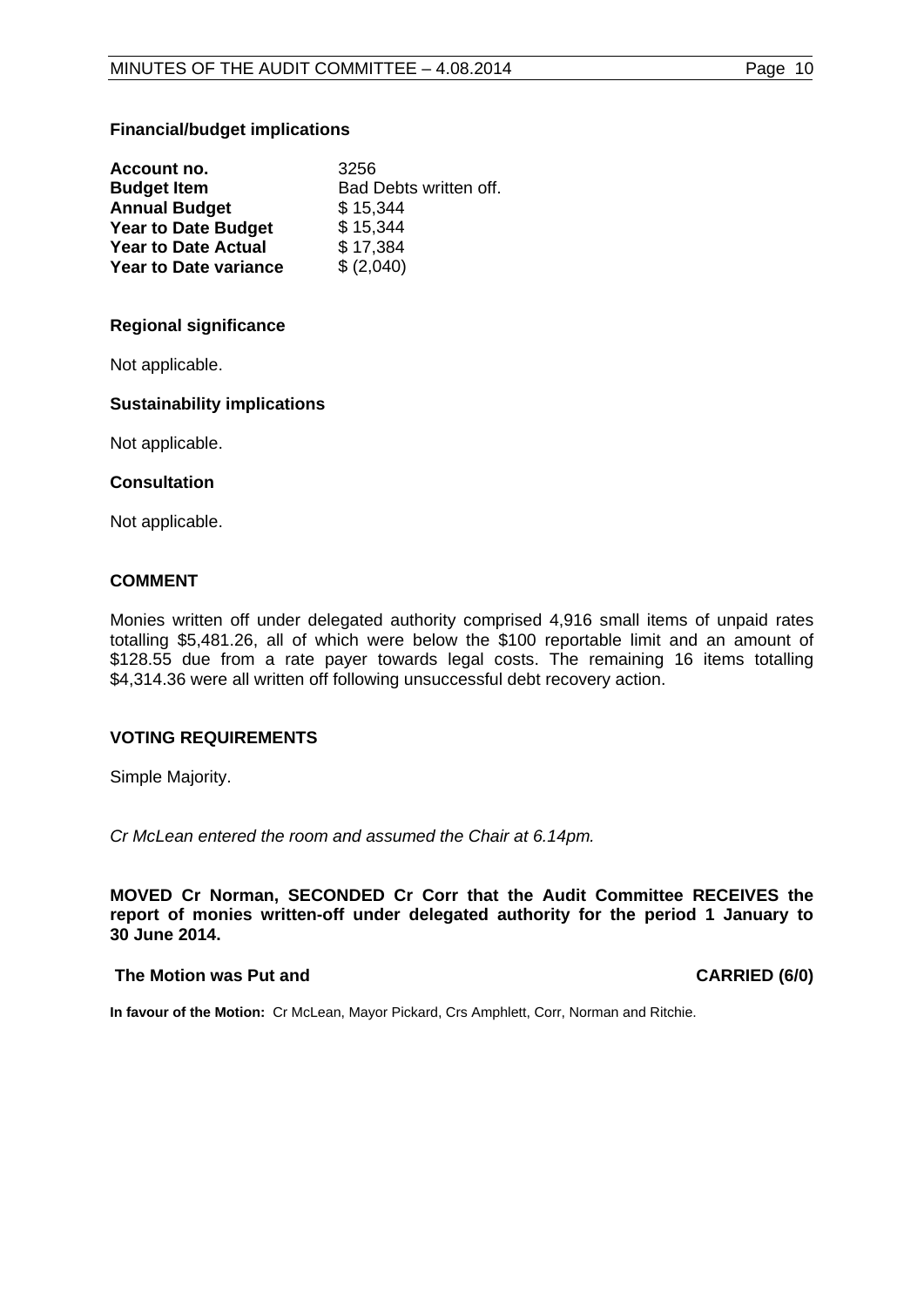**Financial/budget implications**

| | |
|---|---|
| **Account no.** | 3256 |
| **Budget Item** | Bad Debts written off. |
| **Annual Budget** | $ 15,344 |
| **Year to Date Budget** | $ 15,344 |
| **Year to Date Actual** | $ 17,384 |
| **Year to Date variance** | $ (2,040) |

**Regional significance**

Not applicable.

**Sustainability implications**

Not applicable.

**Consultation**

Not applicable.

**COMMENT**

Monies written off under delegated authority comprised 4,916 small items of unpaid rates totalling $5,481.26, all of which were below the $100 reportable limit and an amount of $128.55 due from a rate payer towards legal costs. The remaining 16 items totalling $4,314.36 were all written off following unsuccessful debt recovery action.

**VOTING REQUIREMENTS**

Simple Majority.

*Cr McLean entered the room and assumed the Chair at 6.14pm.*

**MOVED Cr Norman, SECONDED Cr Corr that the Audit Committee RECEIVES the report of monies written-off under delegated authority for the period 1 January to 30 June 2014.**

**The Motion was Put and CARRIED (6/0)**

**In favour of the Motion:** Cr McLean, Mayor Pickard, Crs Amphlett, Corr, Norman and Ritchie.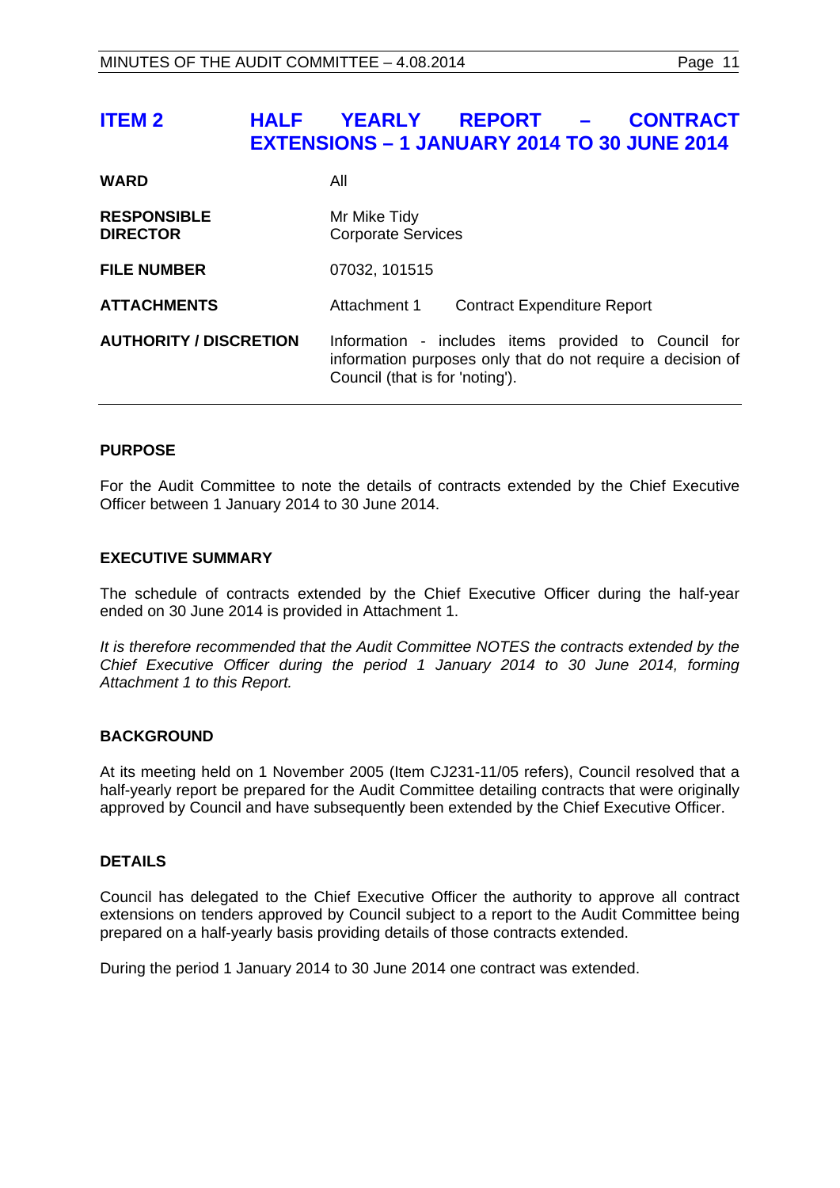# ITEM 2 HALF YEARLY REPORT – CONTRACT EXTENSIONS – 1 JANUARY 2014 TO 30 JUNE 2014

| | | |
|---|---|---|
| **WARD** | All | |
| **RESPONSIBLE DIRECTOR** | Mr Mike Tidy<br>Corporate Services | |
| **FILE NUMBER** | 07032, 101515 | |
| **ATTACHMENTS** | Attachment 1 | Contract Expenditure Report |
| **AUTHORITY / DISCRETION** | Information - includes items provided to Council for information purposes only that do not require a decision of Council (that is for 'noting'). | |

### PURPOSE

For the Audit Committee to note the details of contracts extended by the Chief Executive Officer between 1 January 2014 to 30 June 2014.

### EXECUTIVE SUMMARY

The schedule of contracts extended by the Chief Executive Officer during the half-year ended on 30 June 2014 is provided in Attachment 1.

*It is therefore recommended that the Audit Committee NOTES the contracts extended by the Chief Executive Officer during the period 1 January 2014 to 30 June 2014, forming Attachment 1 to this Report.*

### BACKGROUND

At its meeting held on 1 November 2005 (Item CJ231-11/05 refers), Council resolved that a half-yearly report be prepared for the Audit Committee detailing contracts that were originally approved by Council and have subsequently been extended by the Chief Executive Officer.

### DETAILS

Council has delegated to the Chief Executive Officer the authority to approve all contract extensions on tenders approved by Council subject to a report to the Audit Committee being prepared on a half-yearly basis providing details of those contracts extended.

During the period 1 January 2014 to 30 June 2014 one contract was extended.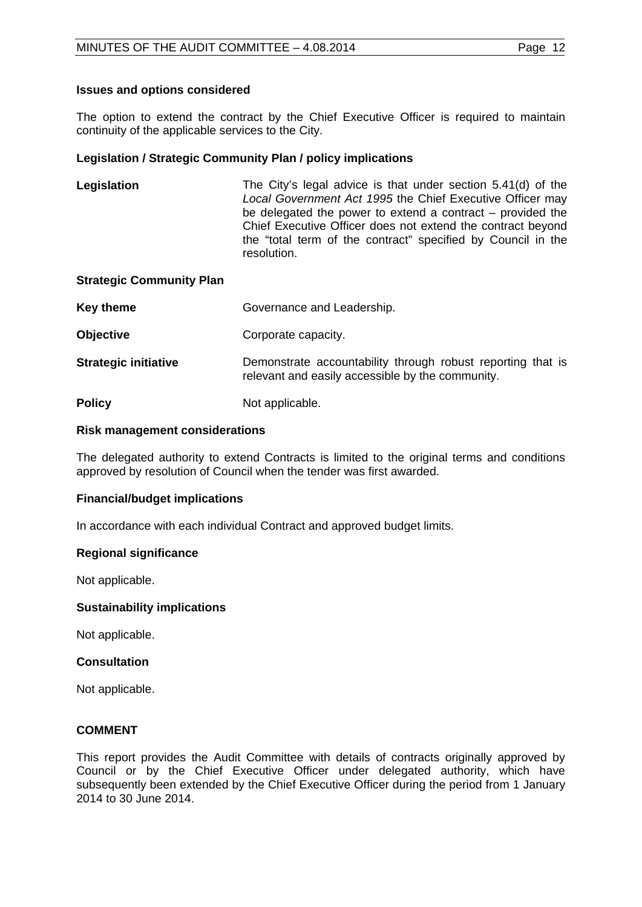**Issues and options considered**

The option to extend the contract by the Chief Executive Officer is required to maintain continuity of the applicable services to the City.

**Legislation / Strategic Community Plan / policy implications**

**Legislation** The City's legal advice is that under section 5.41(d) of the *Local Government Act 1995* the Chief Executive Officer may be delegated the power to extend a contract – provided the Chief Executive Officer does not extend the contract beyond the "total term of the contract" specified by Council in the resolution.

**Strategic Community Plan**

**Key theme** Governance and Leadership.

**Objective** Corporate capacity.

**Strategic initiative** Demonstrate accountability through robust reporting that is relevant and easily accessible by the community.

**Policy** Not applicable.

**Risk management considerations**

The delegated authority to extend Contracts is limited to the original terms and conditions approved by resolution of Council when the tender was first awarded.

**Financial/budget implications**

In accordance with each individual Contract and approved budget limits.

**Regional significance**

Not applicable.

**Sustainability implications**

Not applicable.

**Consultation**

Not applicable.

**COMMENT**

This report provides the Audit Committee with details of contracts originally approved by Council or by the Chief Executive Officer under delegated authority, which have subsequently been extended by the Chief Executive Officer during the period from 1 January 2014 to 30 June 2014.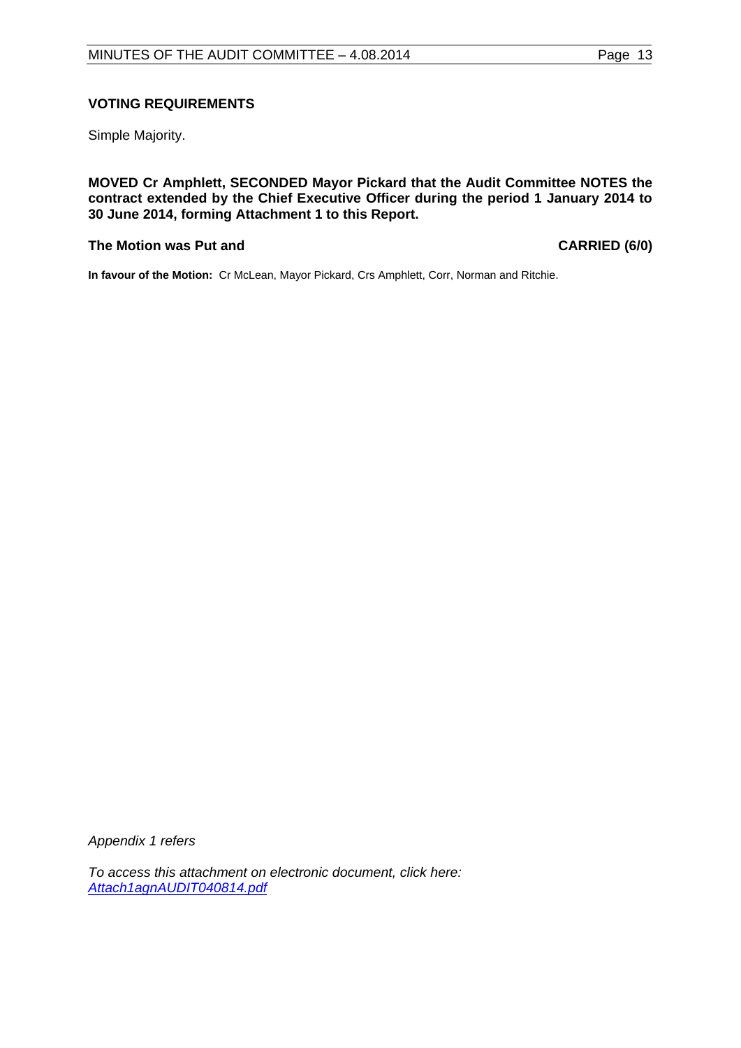### VOTING REQUIREMENTS

Simple Majority.

**MOVED Cr Amphlett, SECONDED Mayor Pickard that the Audit Committee NOTES the contract extended by the Chief Executive Officer during the period 1 January 2014 to 30 June 2014, forming Attachment 1 to this Report.**

**The Motion was Put and** **CARRIED (6/0)**

**In favour of the Motion:** Cr McLean, Mayor Pickard, Crs Amphlett, Corr, Norman and Ritchie.

*Appendix 1 refers*

*To access this attachment on electronic document, click here:* *Attach1agnAUDIT040814.pdf*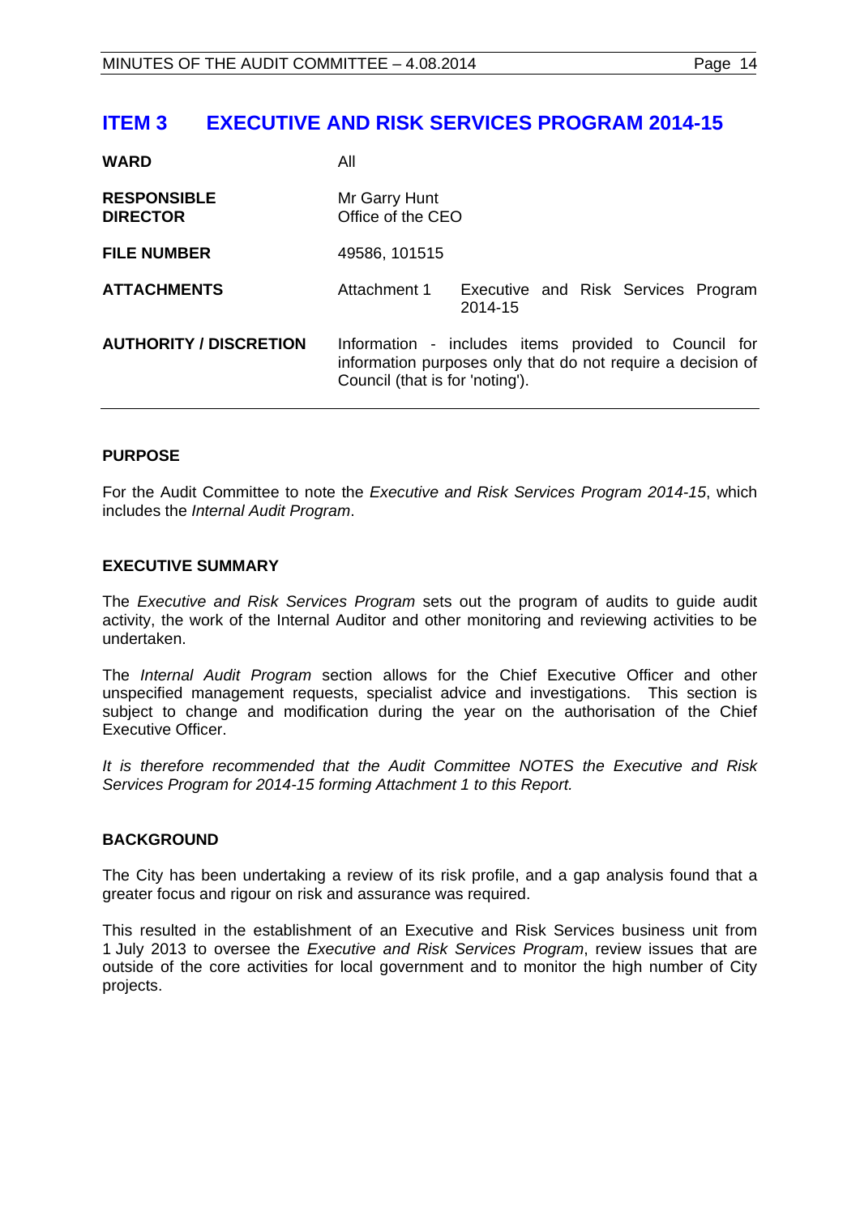## ITEM 3 EXECUTIVE AND RISK SERVICES PROGRAM 2014-15

| | | |
|---|---|---|
| **WARD** | All | |
| **RESPONSIBLE DIRECTOR** | Mr Garry Hunt<br>Office of the CEO | |
| **FILE NUMBER** | 49586, 101515 | |
| **ATTACHMENTS** | Attachment 1 | Executive and Risk Services Program 2014-15 |
| **AUTHORITY / DISCRETION** | Information - includes items provided to Council for information purposes only that do not require a decision of Council (that is for 'noting'). | |

### PURPOSE

For the Audit Committee to note the *Executive and Risk Services Program 2014-15*, which includes the *Internal Audit Program*.

### EXECUTIVE SUMMARY

The *Executive and Risk Services Program* sets out the program of audits to guide audit activity, the work of the Internal Auditor and other monitoring and reviewing activities to be undertaken.

The *Internal Audit Program* section allows for the Chief Executive Officer and other unspecified management requests, specialist advice and investigations. This section is subject to change and modification during the year on the authorisation of the Chief Executive Officer.

*It is therefore recommended that the Audit Committee NOTES the Executive and Risk Services Program for 2014-15 forming Attachment 1 to this Report.*

### BACKGROUND

The City has been undertaking a review of its risk profile, and a gap analysis found that a greater focus and rigour on risk and assurance was required.

This resulted in the establishment of an Executive and Risk Services business unit from 1 July 2013 to oversee the *Executive and Risk Services Program*, review issues that are outside of the core activities for local government and to monitor the high number of City projects.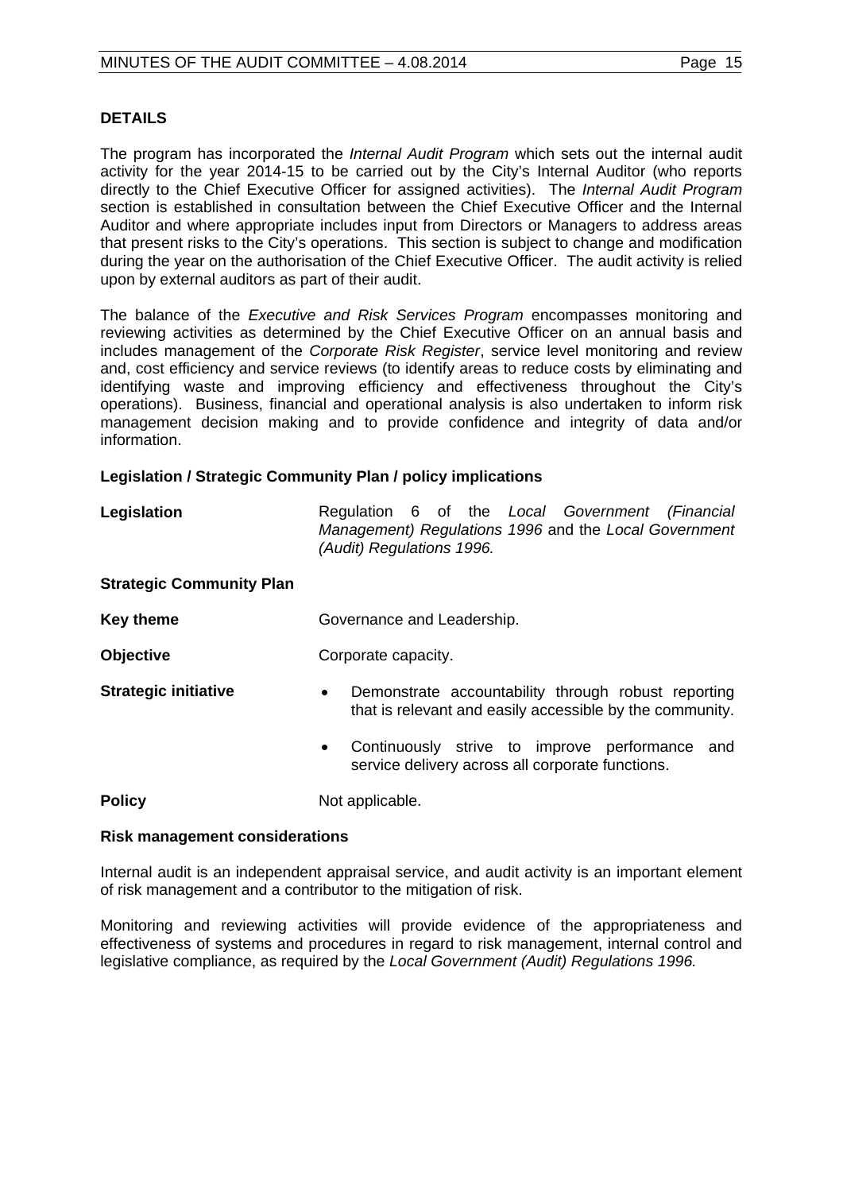**DETAILS**

The program has incorporated the *Internal Audit Program* which sets out the internal audit activity for the year 2014-15 to be carried out by the City's Internal Auditor (who reports directly to the Chief Executive Officer for assigned activities). The *Internal Audit Program* section is established in consultation between the Chief Executive Officer and the Internal Auditor and where appropriate includes input from Directors or Managers to address areas that present risks to the City's operations. This section is subject to change and modification during the year on the authorisation of the Chief Executive Officer. The audit activity is relied upon by external auditors as part of their audit.

The balance of the *Executive and Risk Services Program* encompasses monitoring and reviewing activities as determined by the Chief Executive Officer on an annual basis and includes management of the *Corporate Risk Register*, service level monitoring and review and, cost efficiency and service reviews (to identify areas to reduce costs by eliminating and identifying waste and improving efficiency and effectiveness throughout the City's operations). Business, financial and operational analysis is also undertaken to inform risk management decision making and to provide confidence and integrity of data and/or information.

**Legislation / Strategic Community Plan / policy implications**

| | |
|---|---|
| **Legislation** | Regulation 6 of the *Local Government (Financial Management) Regulations 1996* and the *Local Government (Audit) Regulations 1996.* |
| **Strategic Community Plan** | |
| **Key theme** | Governance and Leadership. |
| **Objective** | Corporate capacity. |
| **Strategic initiative** | • Demonstrate accountability through robust reporting that is relevant and easily accessible by the community.<br>• Continuously strive to improve performance and service delivery across all corporate functions. |
| **Policy** | Not applicable. |

**Risk management considerations**

Internal audit is an independent appraisal service, and audit activity is an important element of risk management and a contributor to the mitigation of risk.

Monitoring and reviewing activities will provide evidence of the appropriateness and effectiveness of systems and procedures in regard to risk management, internal control and legislative compliance, as required by the *Local Government (Audit) Regulations 1996.*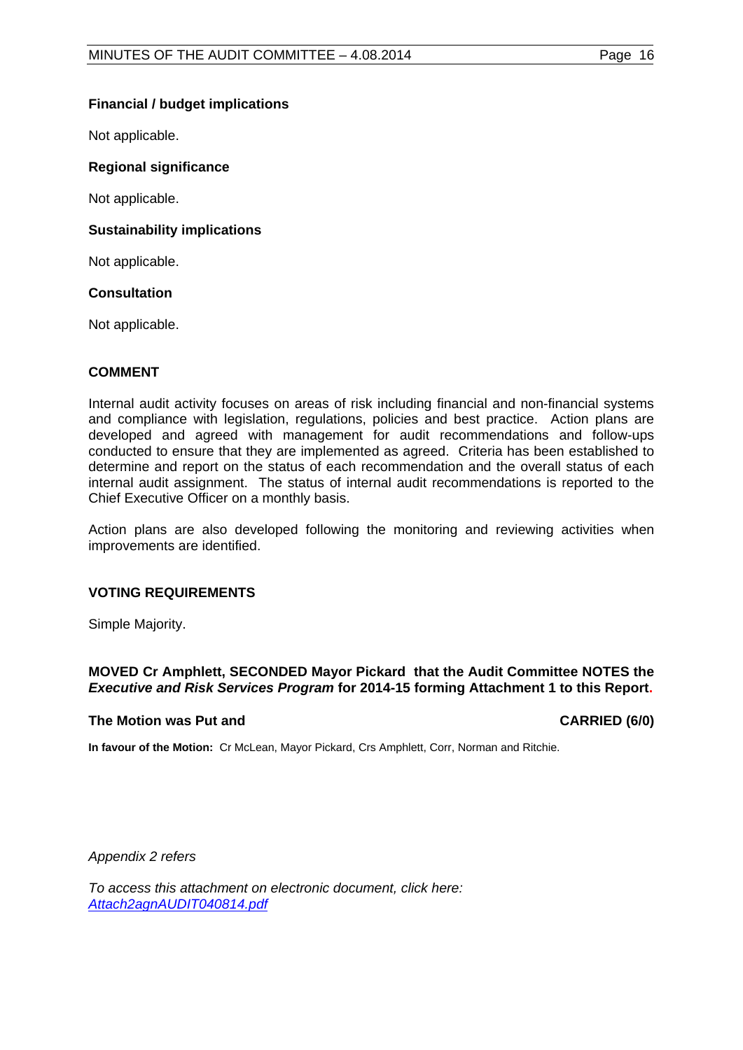### Financial / budget implications

Not applicable.

### Regional significance

Not applicable.

### Sustainability implications

Not applicable.

### Consultation

Not applicable.

## COMMENT

Internal audit activity focuses on areas of risk including financial and non-financial systems and compliance with legislation, regulations, policies and best practice. Action plans are developed and agreed with management for audit recommendations and follow-ups conducted to ensure that they are implemented as agreed. Criteria has been established to determine and report on the status of each recommendation and the overall status of each internal audit assignment. The status of internal audit recommendations is reported to the Chief Executive Officer on a monthly basis.

Action plans are also developed following the monitoring and reviewing activities when improvements are identified.

## VOTING REQUIREMENTS

Simple Majority.

**MOVED Cr Amphlett, SECONDED Mayor Pickard that the Audit Committee NOTES the *Executive and Risk Services Program* for 2014-15 forming Attachment 1 to this Report.**

**The Motion was Put and CARRIED (6/0)**

**In favour of the Motion:** Cr McLean, Mayor Pickard, Crs Amphlett, Corr, Norman and Ritchie.

*Appendix 2 refers*

*To access this attachment on electronic document, click here: Attach2agnAUDIT040814.pdf*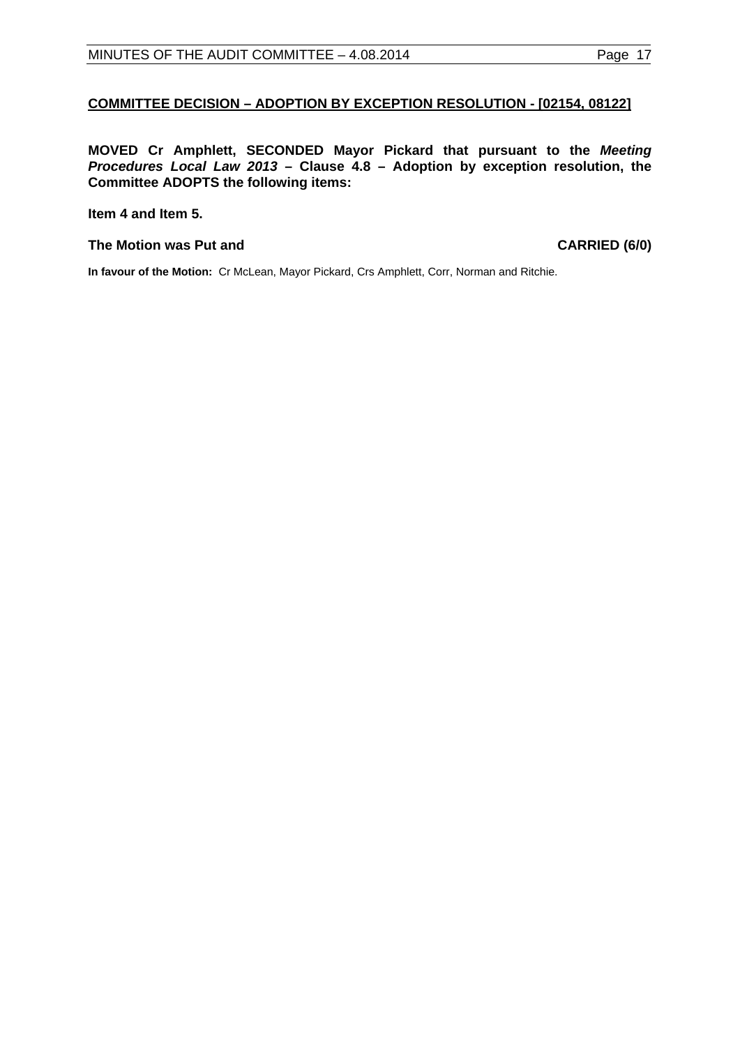**COMMITTEE DECISION – ADOPTION BY EXCEPTION RESOLUTION - [02154, 08122]**

**MOVED Cr Amphlett, SECONDED Mayor Pickard that pursuant to the *Meeting Procedures Local Law 2013* – Clause 4.8 – Adoption by exception resolution, the Committee ADOPTS the following items:**

**Item 4 and Item 5.**

**The Motion was Put and CARRIED (6/0)**

**In favour of the Motion:** Cr McLean, Mayor Pickard, Crs Amphlett, Corr, Norman and Ritchie.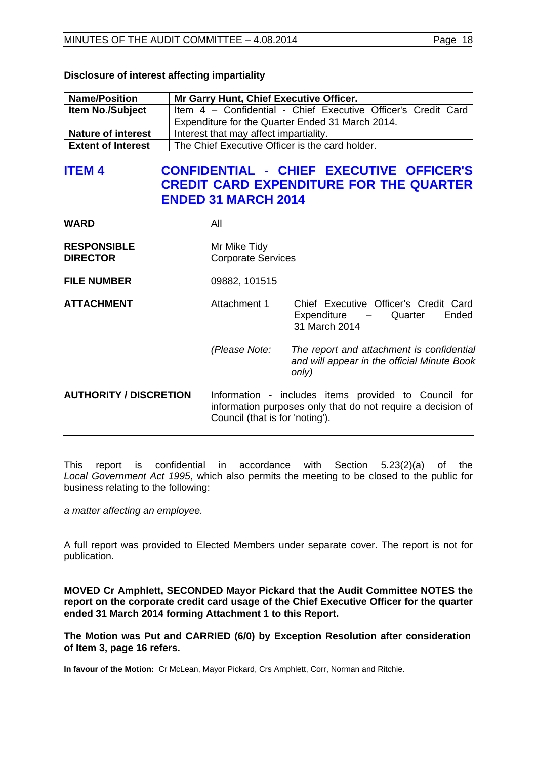**Disclosure of interest affecting impartiality**

| Name/Position | Mr Garry Hunt, Chief Executive Officer. |
|---|---|
| Item No./Subject | Item 4 – Confidential - Chief Executive Officer's Credit Card Expenditure for the Quarter Ended 31 March 2014. |
| Nature of interest | Interest that may affect impartiality. |
| Extent of Interest | The Chief Executive Officer is the card holder. |

## ITEM 4 CONFIDENTIAL - CHIEF EXECUTIVE OFFICER'S CREDIT CARD EXPENDITURE FOR THE QUARTER ENDED 31 MARCH 2014

**WARD** All

**RESPONSIBLE DIRECTOR** Mr Mike Tidy
Corporate Services

**FILE NUMBER** 09882, 101515

**ATTACHMENT** Attachment 1 Chief Executive Officer's Credit Card Expenditure – Quarter Ended 31 March 2014

*(Please Note: The report and attachment is confidential and will appear in the official Minute Book only)*

**AUTHORITY / DISCRETION** Information - includes items provided to Council for information purposes only that do not require a decision of Council (that is for 'noting').

---

This report is confidential in accordance with Section 5.23(2)(a) of the *Local Government Act 1995*, which also permits the meeting to be closed to the public for business relating to the following:

*a matter affecting an employee.*

A full report was provided to Elected Members under separate cover. The report is not for publication.

**MOVED Cr Amphlett, SECONDED Mayor Pickard that the Audit Committee NOTES the report on the corporate credit card usage of the Chief Executive Officer for the quarter ended 31 March 2014 forming Attachment 1 to this Report.**

**The Motion was Put and CARRIED (6/0) by Exception Resolution after consideration of Item 3, page 16 refers.**

**In favour of the Motion:** Cr McLean, Mayor Pickard, Crs Amphlett, Corr, Norman and Ritchie.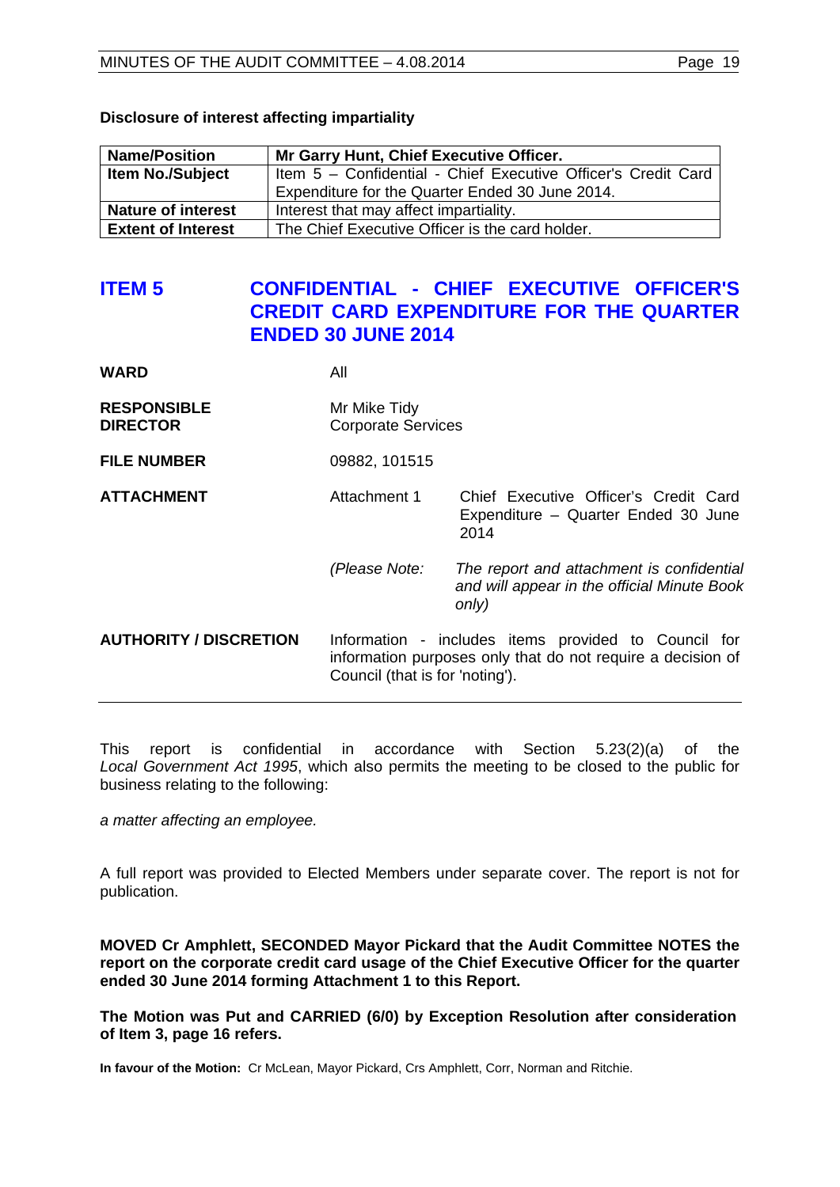**Disclosure of interest affecting impartiality**

| **Name/Position** | **Mr Garry Hunt, Chief Executive Officer.** |
|---|---|
| **Item No./Subject** | Item 5 – Confidential - Chief Executive Officer's Credit Card Expenditure for the Quarter Ended 30 June 2014. |
| **Nature of interest** | Interest that may affect impartiality. |
| **Extent of Interest** | The Chief Executive Officer is the card holder. |

## ITEM 5 CONFIDENTIAL - CHIEF EXECUTIVE OFFICER'S CREDIT CARD EXPENDITURE FOR THE QUARTER ENDED 30 JUNE 2014

| | | |
|---|---|---|
| **WARD** | All | |
| **RESPONSIBLE DIRECTOR** | Mr Mike Tidy<br>Corporate Services | |
| **FILE NUMBER** | 09882, 101515 | |
| **ATTACHMENT** | Attachment 1 | Chief Executive Officer's Credit Card Expenditure – Quarter Ended 30 June 2014 |
| | *(Please Note:* | *The report and attachment is confidential and will appear in the official Minute Book only)* |
| **AUTHORITY / DISCRETION** | Information - includes items provided to Council for information purposes only that do not require a decision of Council (that is for 'noting'). | |

This report is confidential in accordance with Section 5.23(2)(a) of the *Local Government Act 1995*, which also permits the meeting to be closed to the public for business relating to the following:

*a matter affecting an employee.*

A full report was provided to Elected Members under separate cover. The report is not for publication.

**MOVED Cr Amphlett, SECONDED Mayor Pickard that the Audit Committee NOTES the report on the corporate credit card usage of the Chief Executive Officer for the quarter ended 30 June 2014 forming Attachment 1 to this Report.**

**The Motion was Put and CARRIED (6/0) by Exception Resolution after consideration of Item 3, page 16 refers.**

**In favour of the Motion:** Cr McLean, Mayor Pickard, Crs Amphlett, Corr, Norman and Ritchie.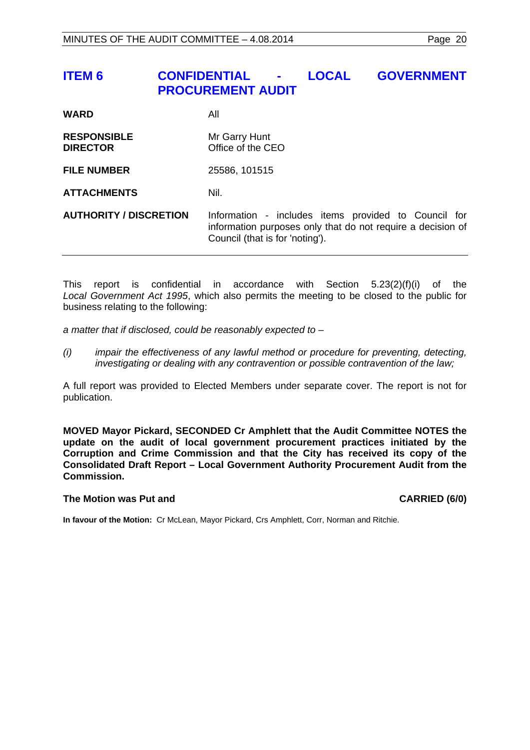## ITEM 6 CONFIDENTIAL - LOCAL GOVERNMENT PROCUREMENT AUDIT

| | |
|---|---|
| **WARD** | All |
| **RESPONSIBLE DIRECTOR** | Mr Garry Hunt<br>Office of the CEO |
| **FILE NUMBER** | 25586, 101515 |
| **ATTACHMENTS** | Nil. |
| **AUTHORITY / DISCRETION** | Information - includes items provided to Council for information purposes only that do not require a decision of Council (that is for 'noting'). |

This report is confidential in accordance with Section 5.23(2)(f)(i) of the *Local Government Act 1995*, which also permits the meeting to be closed to the public for business relating to the following:

*a matter that if disclosed, could be reasonably expected to –*

*(i) impair the effectiveness of any lawful method or procedure for preventing, detecting, investigating or dealing with any contravention or possible contravention of the law;*

A full report was provided to Elected Members under separate cover. The report is not for publication.

**MOVED Mayor Pickard, SECONDED Cr Amphlett that the Audit Committee NOTES the update on the audit of local government procurement practices initiated by the Corruption and Crime Commission and that the City has received its copy of the Consolidated Draft Report – Local Government Authority Procurement Audit from the Commission.**

**The Motion was Put and CARRIED (6/0)**

**In favour of the Motion:** Cr McLean, Mayor Pickard, Crs Amphlett, Corr, Norman and Ritchie.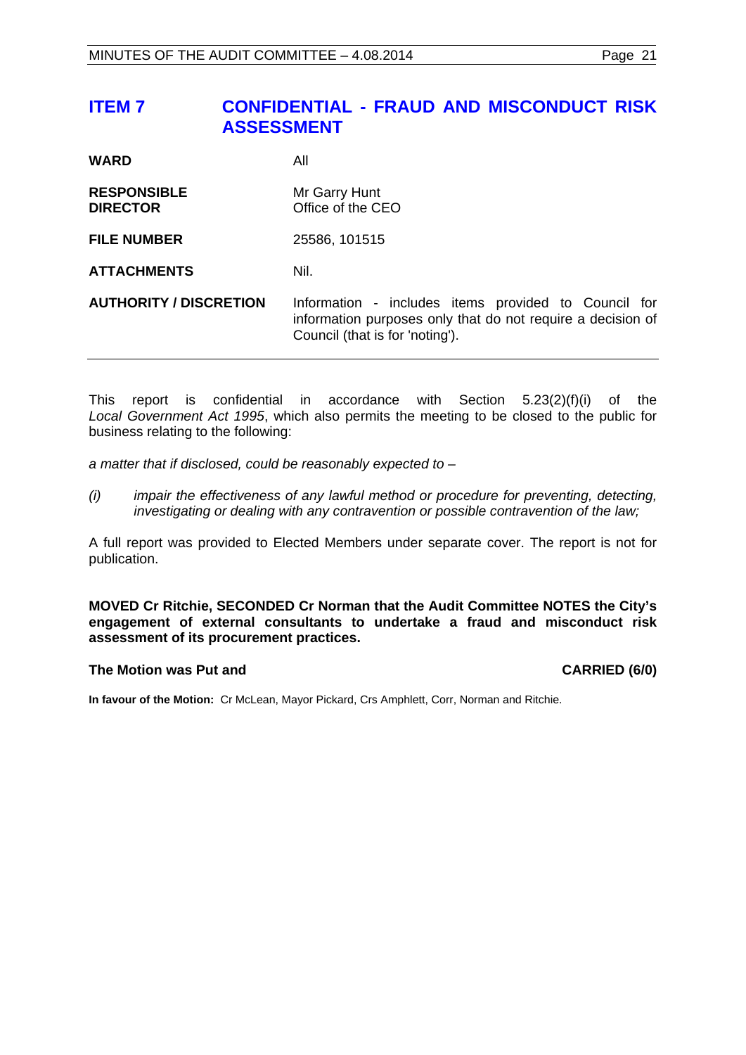## ITEM 7 CONFIDENTIAL - FRAUD AND MISCONDUCT RISK ASSESSMENT

| | |
|---|---|
| **WARD** | All |
| **RESPONSIBLE DIRECTOR** | Mr Garry Hunt<br>Office of the CEO |
| **FILE NUMBER** | 25586, 101515 |
| **ATTACHMENTS** | Nil. |
| **AUTHORITY / DISCRETION** | Information - includes items provided to Council for information purposes only that do not require a decision of Council (that is for 'noting'). |

This report is confidential in accordance with Section 5.23(2)(f)(i) of the *Local Government Act 1995*, which also permits the meeting to be closed to the public for business relating to the following:

*a matter that if disclosed, could be reasonably expected to –*

*(i) impair the effectiveness of any lawful method or procedure for preventing, detecting, investigating or dealing with any contravention or possible contravention of the law;*

A full report was provided to Elected Members under separate cover. The report is not for publication.

**MOVED Cr Ritchie, SECONDED Cr Norman that the Audit Committee NOTES the City's engagement of external consultants to undertake a fraud and misconduct risk assessment of its procurement practices.**

**The Motion was Put and CARRIED (6/0)**

**In favour of the Motion:** Cr McLean, Mayor Pickard, Crs Amphlett, Corr, Norman and Ritchie.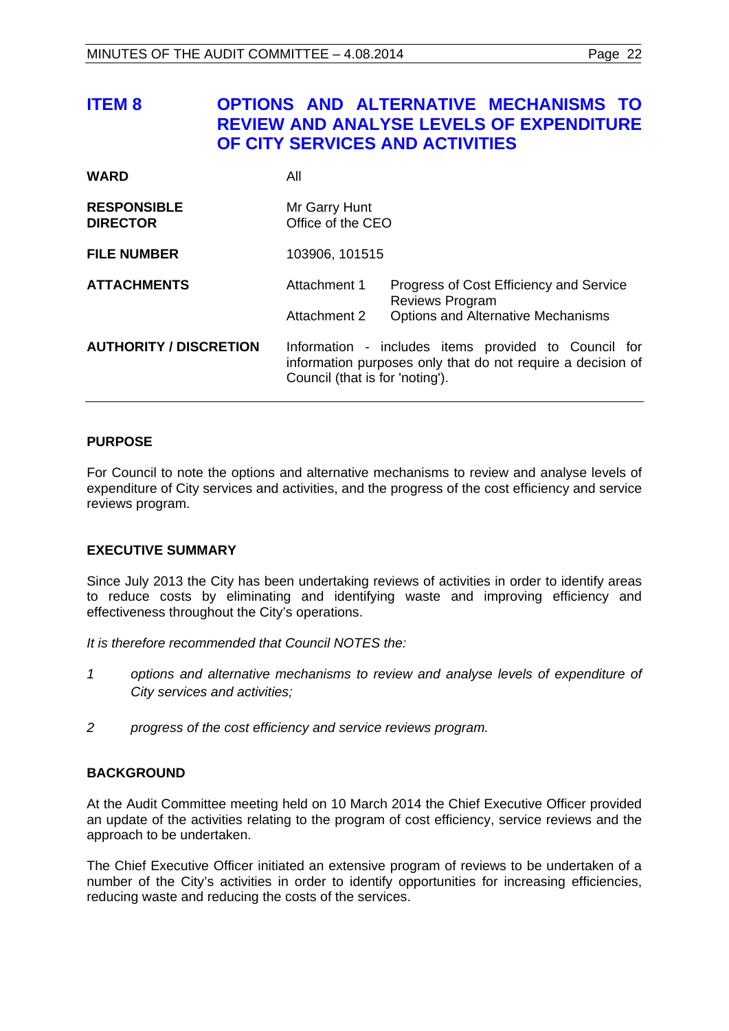## ITEM 8 OPTIONS AND ALTERNATIVE MECHANISMS TO REVIEW AND ANALYSE LEVELS OF EXPENDITURE OF CITY SERVICES AND ACTIVITIES

| | | |
|---|---|---|
| **WARD** | All | |
| **RESPONSIBLE DIRECTOR** | Mr Garry Hunt<br>Office of the CEO | |
| **FILE NUMBER** | 103906, 101515 | |
| **ATTACHMENTS** | Attachment 1 | Progress of Cost Efficiency and Service Reviews Program |
| | Attachment 2 | Options and Alternative Mechanisms |
| **AUTHORITY / DISCRETION** | Information - includes items provided to Council for information purposes only that do not require a decision of Council (that is for 'noting'). | |

### PURPOSE

For Council to note the options and alternative mechanisms to review and analyse levels of expenditure of City services and activities, and the progress of the cost efficiency and service reviews program.

### EXECUTIVE SUMMARY

Since July 2013 the City has been undertaking reviews of activities in order to identify areas to reduce costs by eliminating and identifying waste and improving efficiency and effectiveness throughout the City's operations.

*It is therefore recommended that Council NOTES the:*

1. *options and alternative mechanisms to review and analyse levels of expenditure of City services and activities;*
2. *progress of the cost efficiency and service reviews program.*

### BACKGROUND

At the Audit Committee meeting held on 10 March 2014 the Chief Executive Officer provided an update of the activities relating to the program of cost efficiency, service reviews and the approach to be undertaken.

The Chief Executive Officer initiated an extensive program of reviews to be undertaken of a number of the City's activities in order to identify opportunities for increasing efficiencies, reducing waste and reducing the costs of the services.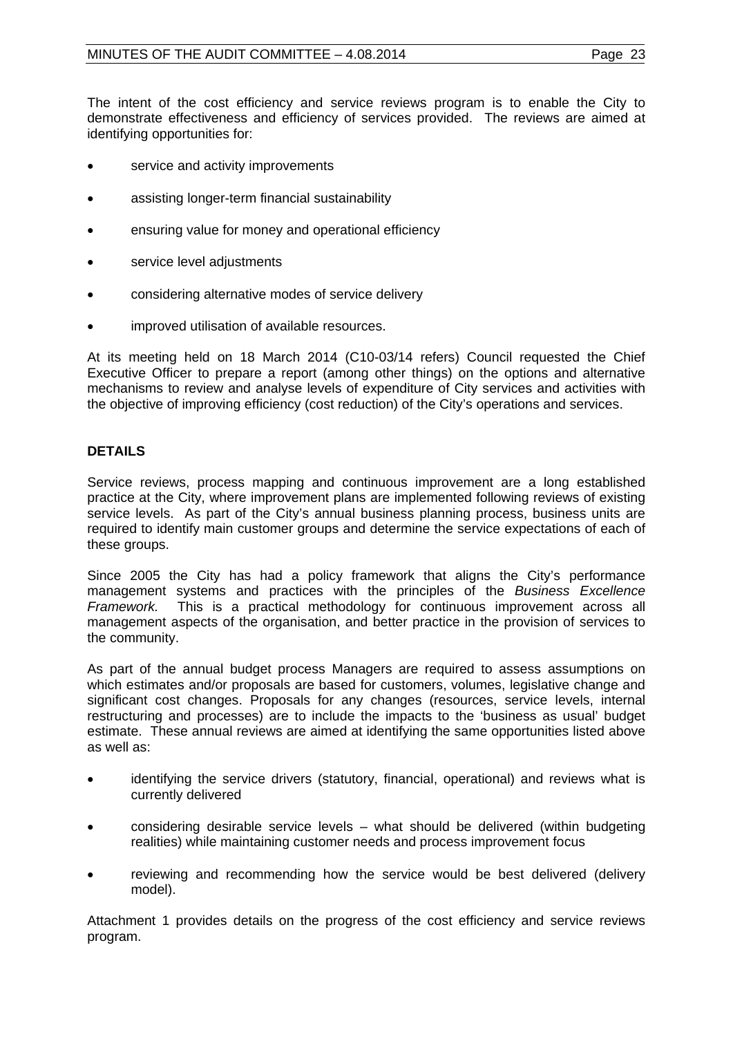The intent of the cost efficiency and service reviews program is to enable the City to demonstrate effectiveness and efficiency of services provided. The reviews are aimed at identifying opportunities for:

- service and activity improvements
- assisting longer-term financial sustainability
- ensuring value for money and operational efficiency
- service level adjustments
- considering alternative modes of service delivery
- improved utilisation of available resources.

At its meeting held on 18 March 2014 (C10-03/14 refers) Council requested the Chief Executive Officer to prepare a report (among other things) on the options and alternative mechanisms to review and analyse levels of expenditure of City services and activities with the objective of improving efficiency (cost reduction) of the City's operations and services.

**DETAILS**

Service reviews, process mapping and continuous improvement are a long established practice at the City, where improvement plans are implemented following reviews of existing service levels. As part of the City's annual business planning process, business units are required to identify main customer groups and determine the service expectations of each of these groups.

Since 2005 the City has had a policy framework that aligns the City's performance management systems and practices with the principles of the *Business Excellence Framework.* This is a practical methodology for continuous improvement across all management aspects of the organisation, and better practice in the provision of services to the community.

As part of the annual budget process Managers are required to assess assumptions on which estimates and/or proposals are based for customers, volumes, legislative change and significant cost changes. Proposals for any changes (resources, service levels, internal restructuring and processes) are to include the impacts to the 'business as usual' budget estimate. These annual reviews are aimed at identifying the same opportunities listed above as well as:

- identifying the service drivers (statutory, financial, operational) and reviews what is currently delivered
- considering desirable service levels – what should be delivered (within budgeting realities) while maintaining customer needs and process improvement focus
- reviewing and recommending how the service would be best delivered (delivery model).

Attachment 1 provides details on the progress of the cost efficiency and service reviews program.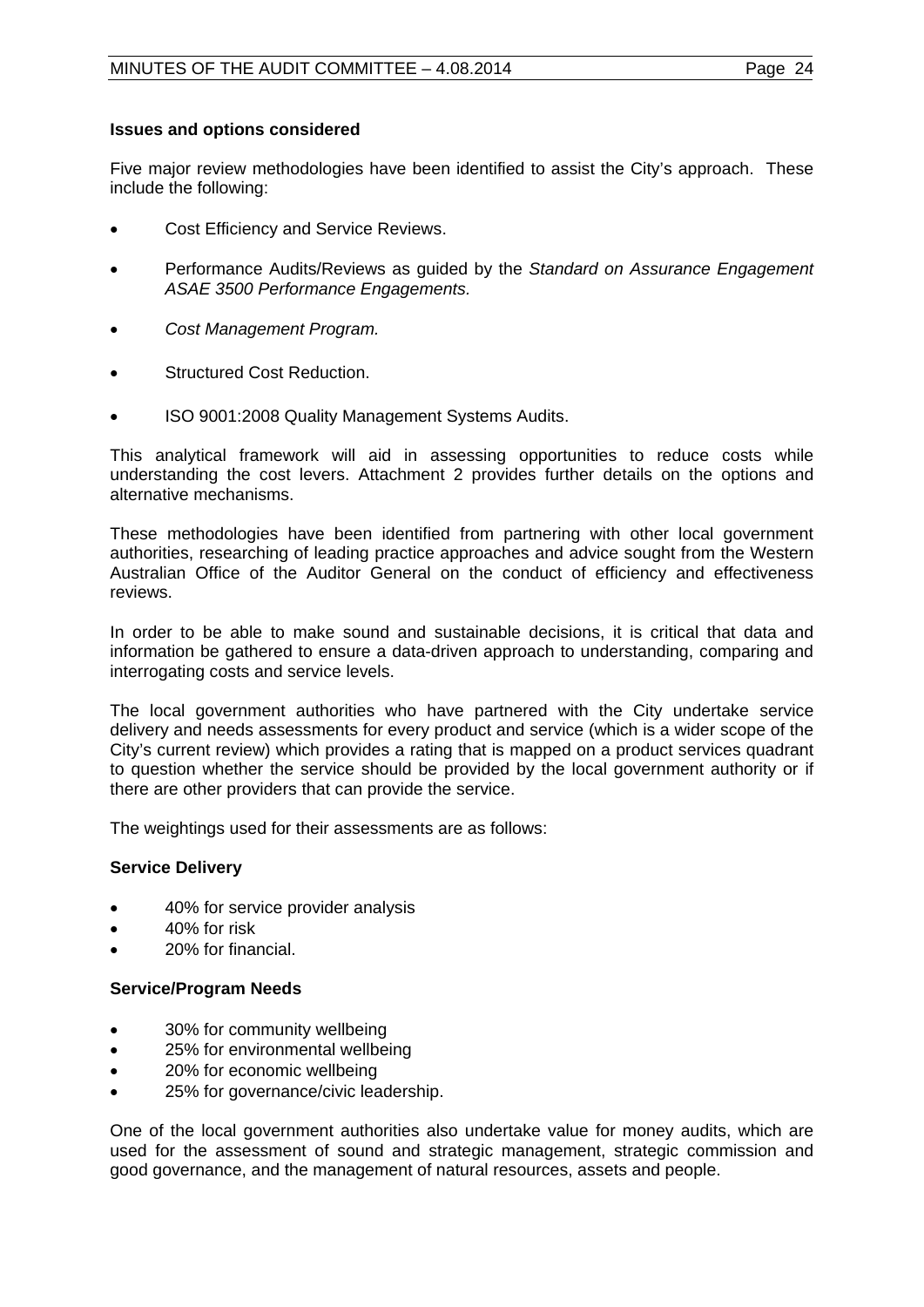**Issues and options considered**

Five major review methodologies have been identified to assist the City's approach. These include the following:

- Cost Efficiency and Service Reviews.
- Performance Audits/Reviews as guided by the *Standard on Assurance Engagement ASAE 3500 Performance Engagements.*
- *Cost Management Program.*
- Structured Cost Reduction.
- ISO 9001:2008 Quality Management Systems Audits.

This analytical framework will aid in assessing opportunities to reduce costs while understanding the cost levers. Attachment 2 provides further details on the options and alternative mechanisms.

These methodologies have been identified from partnering with other local government authorities, researching of leading practice approaches and advice sought from the Western Australian Office of the Auditor General on the conduct of efficiency and effectiveness reviews.

In order to be able to make sound and sustainable decisions, it is critical that data and information be gathered to ensure a data-driven approach to understanding, comparing and interrogating costs and service levels.

The local government authorities who have partnered with the City undertake service delivery and needs assessments for every product and service (which is a wider scope of the City's current review) which provides a rating that is mapped on a product services quadrant to question whether the service should be provided by the local government authority or if there are other providers that can provide the service.

The weightings used for their assessments are as follows:

**Service Delivery**

- 40% for service provider analysis
- 40% for risk
- 20% for financial.

**Service/Program Needs**

- 30% for community wellbeing
- 25% for environmental wellbeing
- 20% for economic wellbeing
- 25% for governance/civic leadership.

One of the local government authorities also undertake value for money audits, which are used for the assessment of sound and strategic management, strategic commission and good governance, and the management of natural resources, assets and people.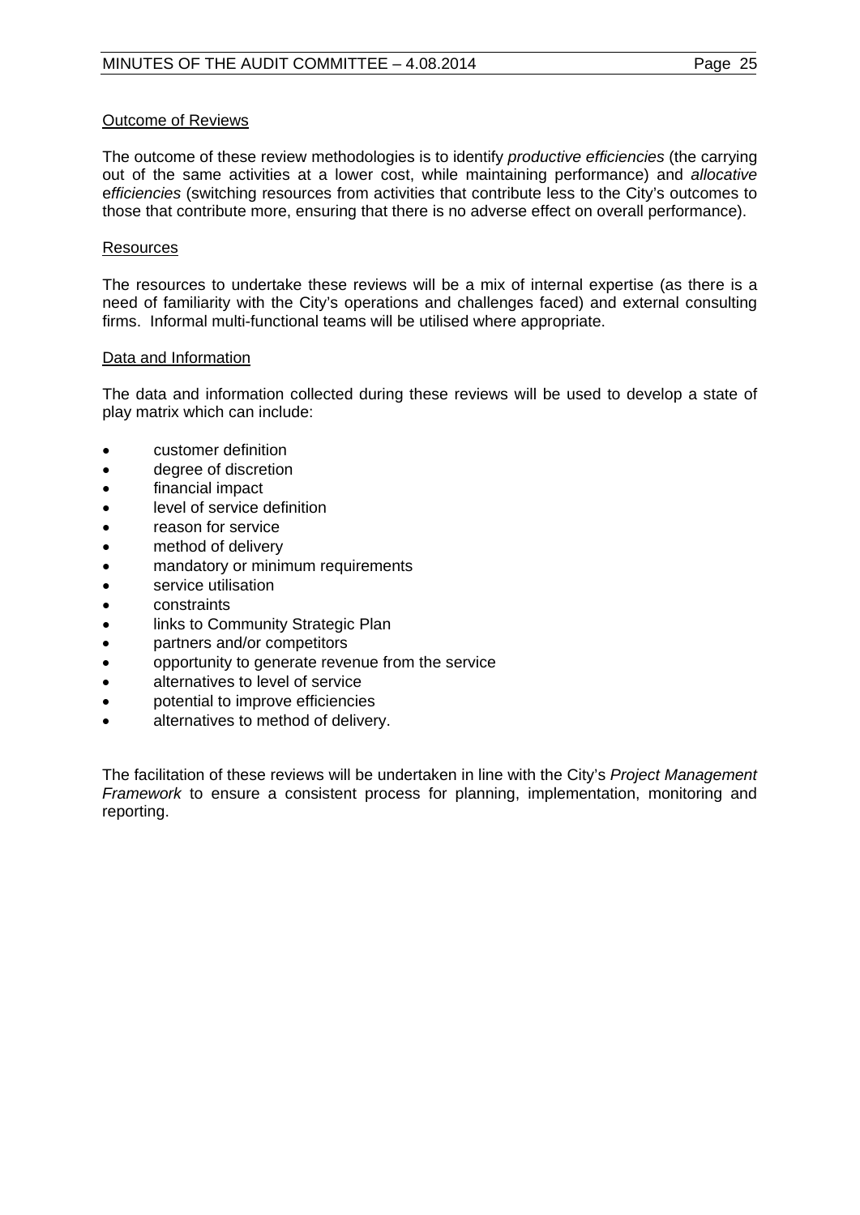Outcome of Reviews

The outcome of these review methodologies is to identify *productive efficiencies* (the carrying out of the same activities at a lower cost, while maintaining performance) and *allocative efficiencies* (switching resources from activities that contribute less to the City's outcomes to those that contribute more, ensuring that there is no adverse effect on overall performance).

Resources

The resources to undertake these reviews will be a mix of internal expertise (as there is a need of familiarity with the City's operations and challenges faced) and external consulting firms. Informal multi-functional teams will be utilised where appropriate.

Data and Information

The data and information collected during these reviews will be used to develop a state of play matrix which can include:

- customer definition
- degree of discretion
- financial impact
- level of service definition
- reason for service
- method of delivery
- mandatory or minimum requirements
- service utilisation
- constraints
- links to Community Strategic Plan
- partners and/or competitors
- opportunity to generate revenue from the service
- alternatives to level of service
- potential to improve efficiencies
- alternatives to method of delivery.

The facilitation of these reviews will be undertaken in line with the City's *Project Management Framework* to ensure a consistent process for planning, implementation, monitoring and reporting.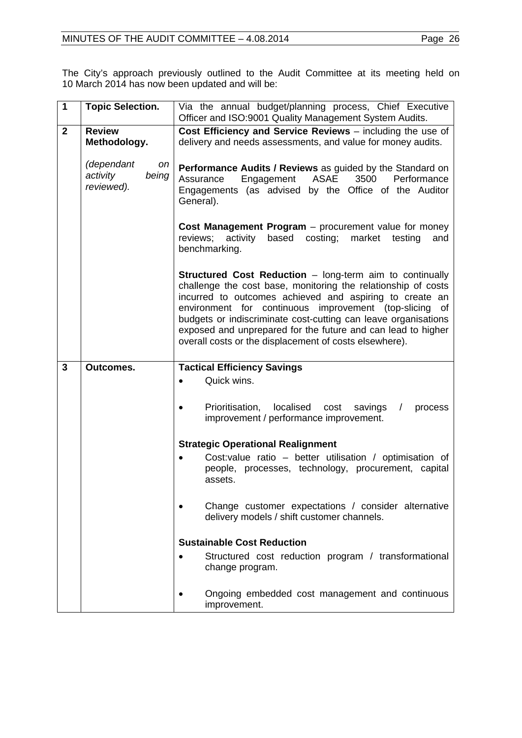The City's approach previously outlined to the Audit Committee at its meeting held on 10 March 2014 has now been updated and will be:

| | | |
|---|---|---|
| **1** | **Topic Selection.** | Via the annual budget/planning process, Chief Executive Officer and ISO:9001 Quality Management System Audits. |
| **2** | **Review Methodology.**<br><br>*(dependant on activity being reviewed).* | **Cost Efficiency and Service Reviews** – including the use of delivery and needs assessments, and value for money audits.<br><br>**Performance Audits / Reviews** as guided by the Standard on Assurance Engagement ASAE 3500 Performance Engagements (as advised by the Office of the Auditor General).<br><br>**Cost Management Program** – procurement value for money reviews; activity based costing; market testing and benchmarking.<br><br>**Structured Cost Reduction** – long-term aim to continually challenge the cost base, monitoring the relationship of costs incurred to outcomes achieved and aspiring to create an environment for continuous improvement (top-slicing of budgets or indiscriminate cost-cutting can leave organisations exposed and unprepared for the future and can lead to higher overall costs or the displacement of costs elsewhere). |
| **3** | **Outcomes.** | **Tactical Efficiency Savings**<br>• Quick wins.<br>• Prioritisation, localised cost savings / process improvement / performance improvement.<br><br>**Strategic Operational Realignment**<br>• Cost:value ratio – better utilisation / optimisation of people, processes, technology, procurement, capital assets.<br>• Change customer expectations / consider alternative delivery models / shift customer channels.<br><br>**Sustainable Cost Reduction**<br>• Structured cost reduction program / transformational change program.<br>• Ongoing embedded cost management and continuous improvement. |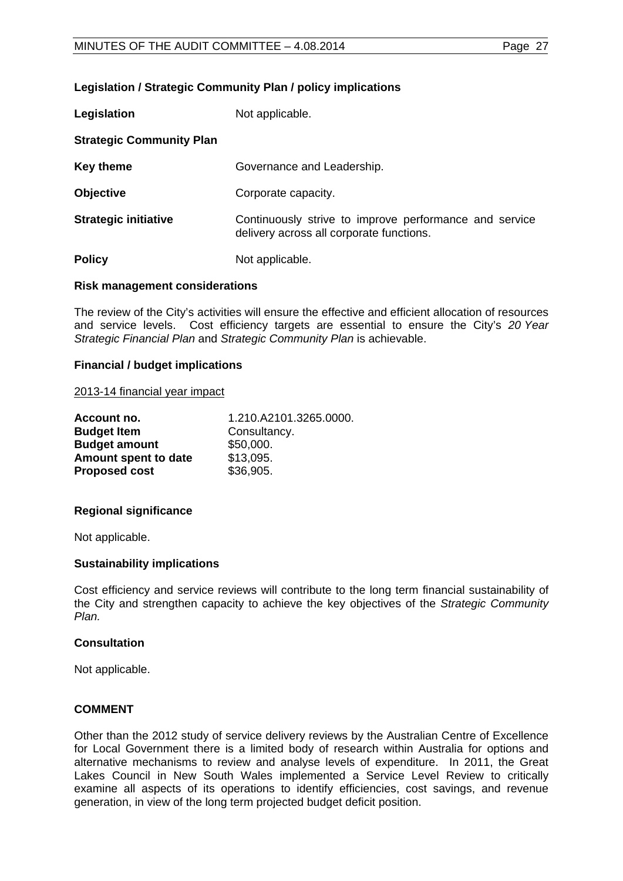**Legislation / Strategic Community Plan / policy implications**

**Legislation** Not applicable.

**Strategic Community Plan**

**Key theme** Governance and Leadership.

**Objective** Corporate capacity.

**Strategic initiative** Continuously strive to improve performance and service delivery across all corporate functions.

**Policy** Not applicable.

**Risk management considerations**

The review of the City's activities will ensure the effective and efficient allocation of resources and service levels. Cost efficiency targets are essential to ensure the City's *20 Year Strategic Financial Plan* and *Strategic Community Plan* is achievable.

**Financial / budget implications**

2013-14 financial year impact

| | |
|---|---|
| **Account no.** | 1.210.A2101.3265.0000. |
| **Budget Item** | Consultancy. |
| **Budget amount** | $50,000. |
| **Amount spent to date** | $13,095. |
| **Proposed cost** | $36,905. |

**Regional significance**

Not applicable.

**Sustainability implications**

Cost efficiency and service reviews will contribute to the long term financial sustainability of the City and strengthen capacity to achieve the key objectives of the *Strategic Community Plan.*

**Consultation**

Not applicable.

**COMMENT**

Other than the 2012 study of service delivery reviews by the Australian Centre of Excellence for Local Government there is a limited body of research within Australia for options and alternative mechanisms to review and analyse levels of expenditure. In 2011, the Great Lakes Council in New South Wales implemented a Service Level Review to critically examine all aspects of its operations to identify efficiencies, cost savings, and revenue generation, in view of the long term projected budget deficit position.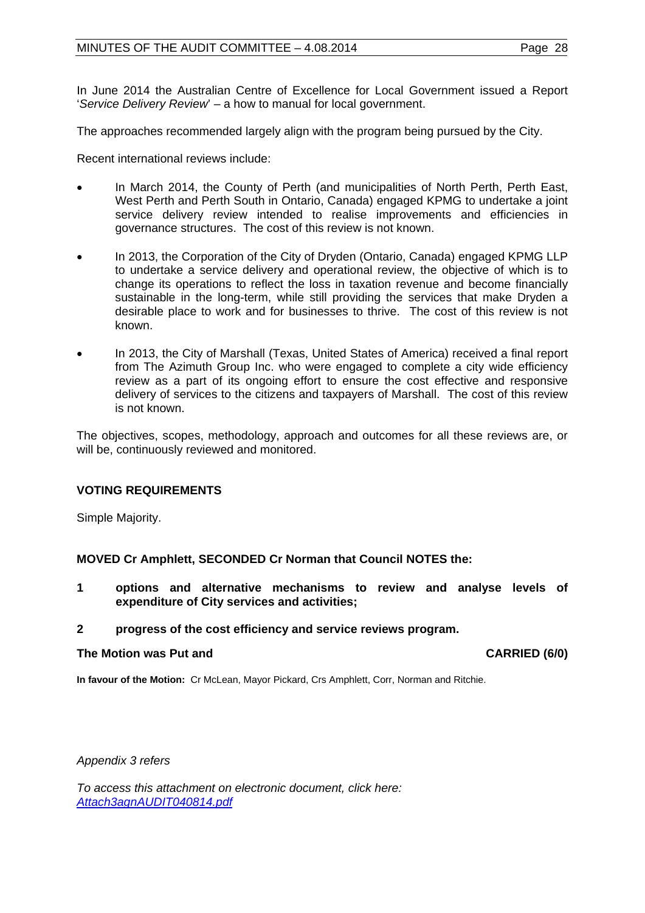In June 2014 the Australian Centre of Excellence for Local Government issued a Report '*Service Delivery Review*' – a how to manual for local government.

The approaches recommended largely align with the program being pursued by the City.

Recent international reviews include:

- In March 2014, the County of Perth (and municipalities of North Perth, Perth East, West Perth and Perth South in Ontario, Canada) engaged KPMG to undertake a joint service delivery review intended to realise improvements and efficiencies in governance structures. The cost of this review is not known.
- In 2013, the Corporation of the City of Dryden (Ontario, Canada) engaged KPMG LLP to undertake a service delivery and operational review, the objective of which is to change its operations to reflect the loss in taxation revenue and become financially sustainable in the long-term, while still providing the services that make Dryden a desirable place to work and for businesses to thrive. The cost of this review is not known.
- In 2013, the City of Marshall (Texas, United States of America) received a final report from The Azimuth Group Inc. who were engaged to complete a city wide efficiency review as a part of its ongoing effort to ensure the cost effective and responsive delivery of services to the citizens and taxpayers of Marshall. The cost of this review is not known.

The objectives, scopes, methodology, approach and outcomes for all these reviews are, or will be, continuously reviewed and monitored.

## VOTING REQUIREMENTS

Simple Majority.

**MOVED Cr Amphlett, SECONDED Cr Norman that Council NOTES the:**

**1 options and alternative mechanisms to review and analyse levels of expenditure of City services and activities;**

**2 progress of the cost efficiency and service reviews program.**

**The Motion was Put and CARRIED (6/0)**

**In favour of the Motion:** Cr McLean, Mayor Pickard, Crs Amphlett, Corr, Norman and Ritchie.

*Appendix 3 refers*

*To access this attachment on electronic document, click here: Attach3agnAUDIT040814.pdf*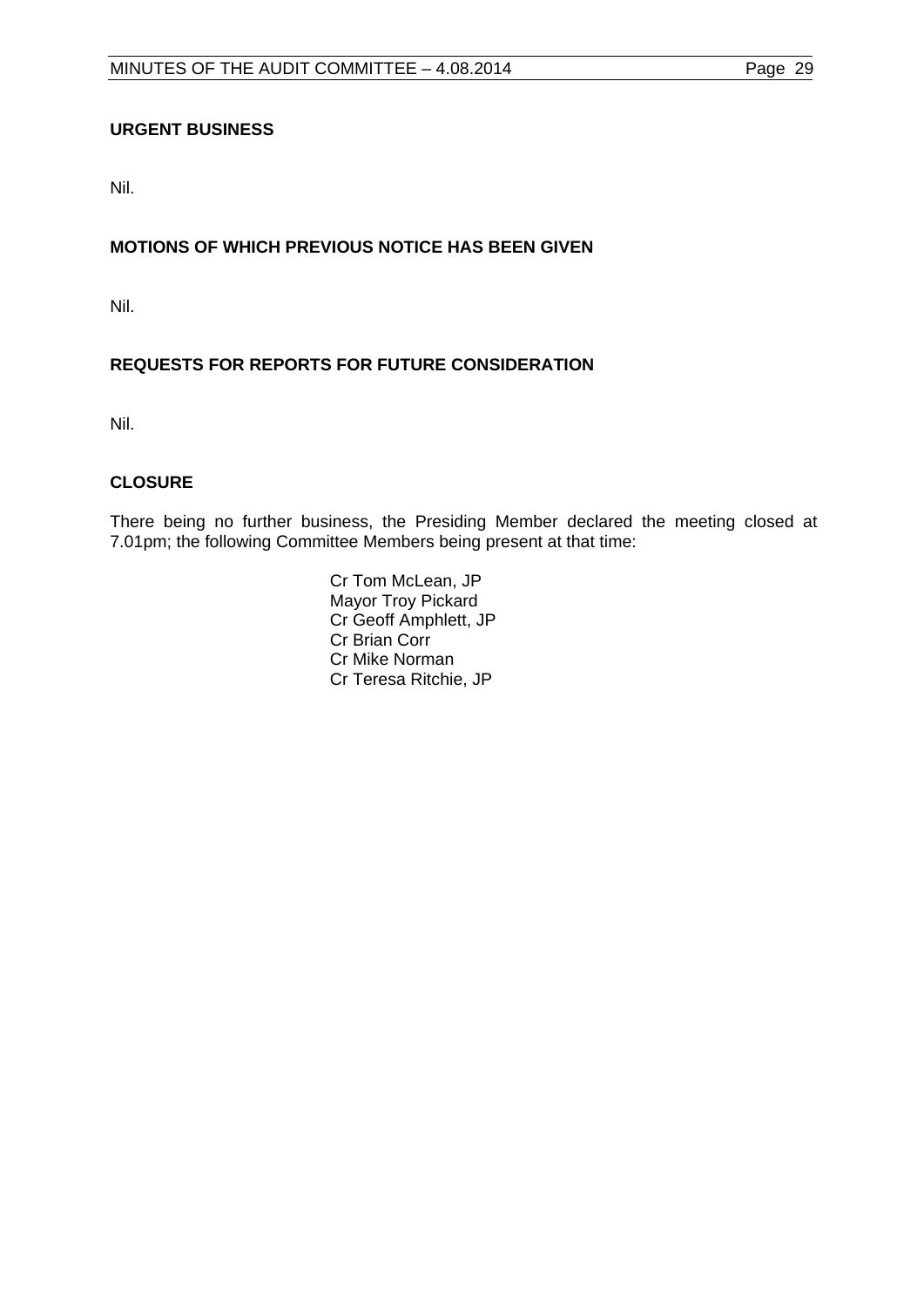## URGENT BUSINESS

Nil.

## MOTIONS OF WHICH PREVIOUS NOTICE HAS BEEN GIVEN

Nil.

## REQUESTS FOR REPORTS FOR FUTURE CONSIDERATION

Nil.

## CLOSURE

There being no further business, the Presiding Member declared the meeting closed at 7.01pm; the following Committee Members being present at that time:

Cr Tom McLean, JP
Mayor Troy Pickard
Cr Geoff Amphlett, JP
Cr Brian Corr
Cr Mike Norman
Cr Teresa Ritchie, JP